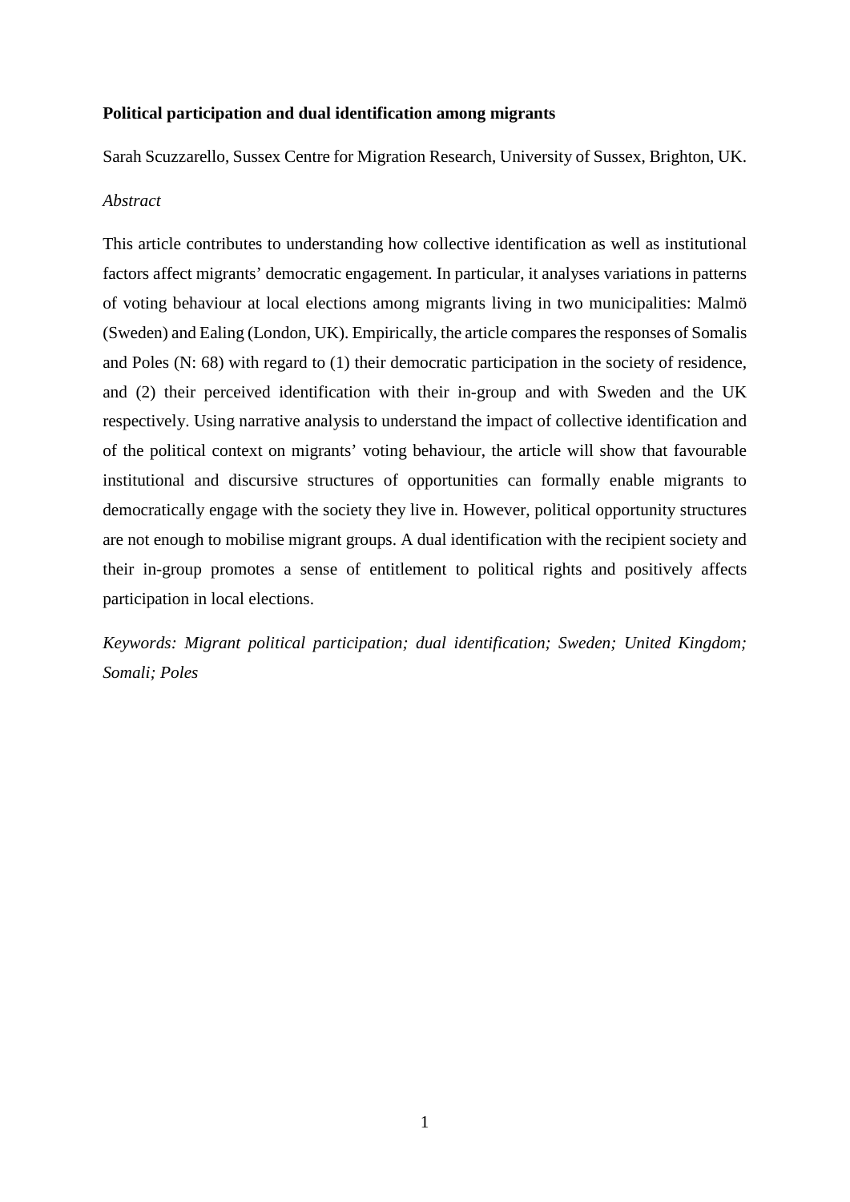# Political participation and dual identification among migrants

Sarah Scuzzarello, Sussex Centre for Migration Research, University of Sussex, Brighton, UK.

*Abstract*

This article contributes to understanding how collective identification as well as institutional factors affect migrants' democratic engagement. In particular, it analyses variations in patterns of voting behaviour at local elections among migrants living in two municipalities: Malmö (Sweden) and Ealing (London, UK). Empirically, the article compares the responses of Somalis and Poles (N: 68) with regard to (1) their democratic participation in the society of residence, and (2) their perceived identification with their in-group and with Sweden and the UK respectively. Using narrative analysis to understand the impact of collective identification and of the political context on migrants' voting behaviour, the article will show that favourable institutional and discursive structures of opportunities can formally enable migrants to democratically engage with the society they live in. However, political opportunity structures are not enough to mobilise migrant groups. A dual identification with the recipient society and their in-group promotes a sense of entitlement to political rights and positively affects participation in local elections.

*Keywords: Migrant political participation; dual identification; Sweden; United Kingdom; Somali; Poles*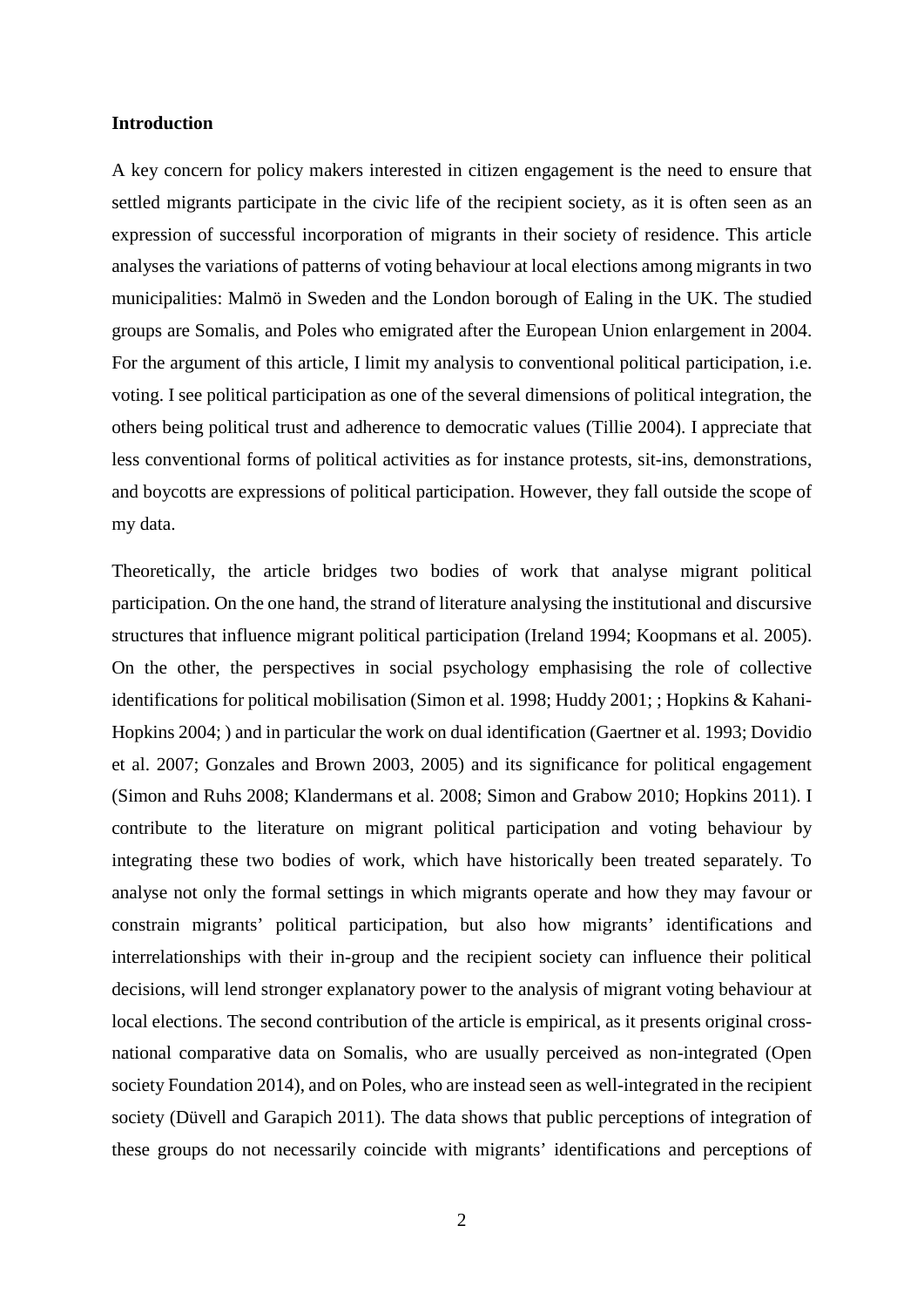**Introduction**

A key concern for policy makers interested in citizen engagement is the need to ensure that settled migrants participate in the civic life of the recipient society, as it is often seen as an expression of successful incorporation of migrants in their society of residence. This article analyses the variations of patterns of voting behaviour at local elections among migrants in two municipalities: Malmö in Sweden and the London borough of Ealing in the UK. The studied groups are Somalis, and Poles who emigrated after the European Union enlargement in 2004. For the argument of this article, I limit my analysis to conventional political participation, i.e. voting. I see political participation as one of the several dimensions of political integration, the others being political trust and adherence to democratic values (Tillie 2004). I appreciate that less conventional forms of political activities as for instance protests, sit-ins, demonstrations, and boycotts are expressions of political participation. However, they fall outside the scope of my data.

Theoretically, the article bridges two bodies of work that analyse migrant political participation. On the one hand, the strand of literature analysing the institutional and discursive structures that influence migrant political participation (Ireland 1994; Koopmans et al. 2005). On the other, the perspectives in social psychology emphasising the role of collective identifications for political mobilisation (Simon et al. 1998; Huddy 2001; ; Hopkins & Kahani-Hopkins 2004; ) and in particular the work on dual identification (Gaertner et al. 1993; Dovidio et al. 2007; Gonzales and Brown 2003, 2005) and its significance for political engagement (Simon and Ruhs 2008; Klandermans et al. 2008; Simon and Grabow 2010; Hopkins 2011). I contribute to the literature on migrant political participation and voting behaviour by integrating these two bodies of work, which have historically been treated separately. To analyse not only the formal settings in which migrants operate and how they may favour or constrain migrants' political participation, but also how migrants' identifications and interrelationships with their in-group and the recipient society can influence their political decisions, will lend stronger explanatory power to the analysis of migrant voting behaviour at local elections. The second contribution of the article is empirical, as it presents original cross-national comparative data on Somalis, who are usually perceived as non-integrated (Open society Foundation 2014), and on Poles, who are instead seen as well-integrated in the recipient society (Düvell and Garapich 2011). The data shows that public perceptions of integration of these groups do not necessarily coincide with migrants' identifications and perceptions of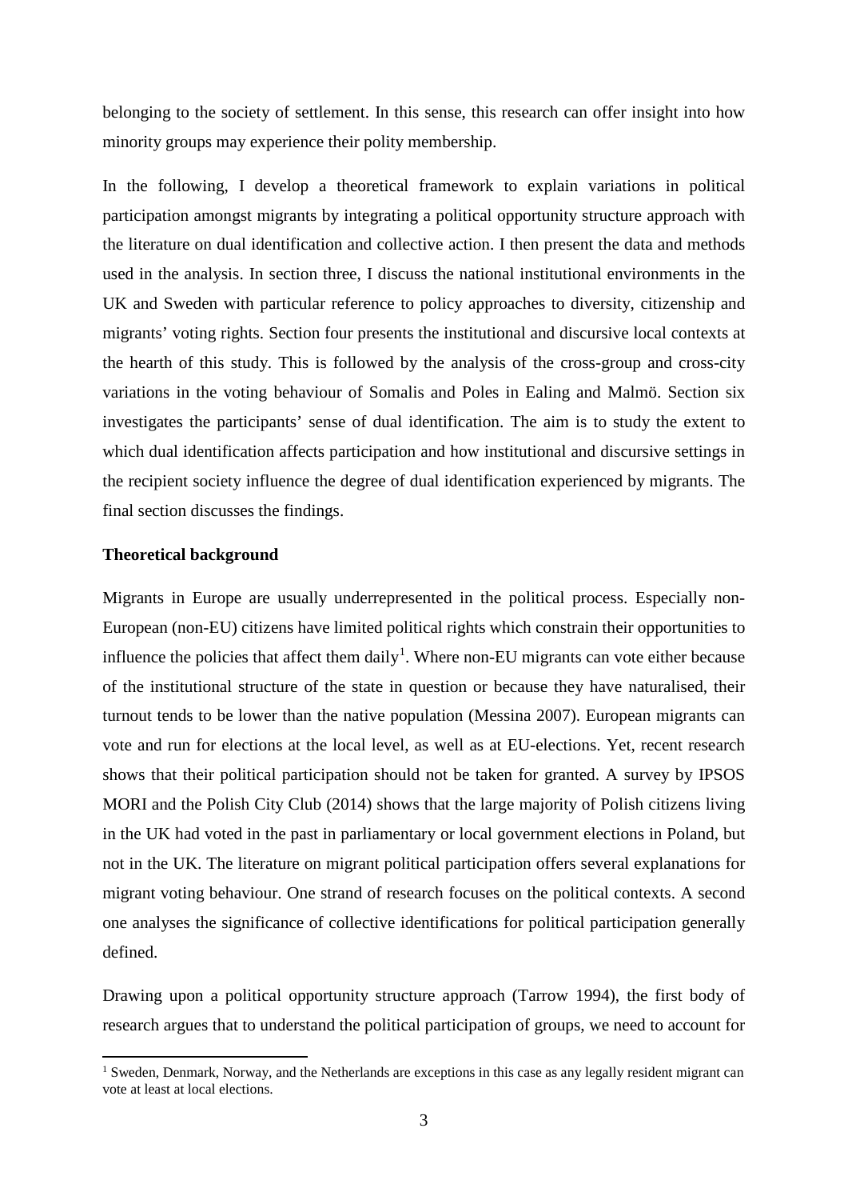belonging to the society of settlement. In this sense, this research can offer insight into how minority groups may experience their polity membership.

In the following, I develop a theoretical framework to explain variations in political participation amongst migrants by integrating a political opportunity structure approach with the literature on dual identification and collective action. I then present the data and methods used in the analysis. In section three, I discuss the national institutional environments in the UK and Sweden with particular reference to policy approaches to diversity, citizenship and migrants' voting rights. Section four presents the institutional and discursive local contexts at the hearth of this study. This is followed by the analysis of the cross-group and cross-city variations in the voting behaviour of Somalis and Poles in Ealing and Malmö. Section six investigates the participants' sense of dual identification. The aim is to study the extent to which dual identification affects participation and how institutional and discursive settings in the recipient society influence the degree of dual identification experienced by migrants. The final section discusses the findings.

## Theoretical background

Migrants in Europe are usually underrepresented in the political process. Especially non-European (non-EU) citizens have limited political rights which constrain their opportunities to influence the policies that affect them daily[1]. Where non-EU migrants can vote either because of the institutional structure of the state in question or because they have naturalised, their turnout tends to be lower than the native population (Messina 2007). European migrants can vote and run for elections at the local level, as well as at EU-elections. Yet, recent research shows that their political participation should not be taken for granted. A survey by IPSOS MORI and the Polish City Club (2014) shows that the large majority of Polish citizens living in the UK had voted in the past in parliamentary or local government elections in Poland, but not in the UK. The literature on migrant political participation offers several explanations for migrant voting behaviour. One strand of research focuses on the political contexts. A second one analyses the significance of collective identifications for political participation generally defined.

Drawing upon a political opportunity structure approach (Tarrow 1994), the first body of research argues that to understand the political participation of groups, we need to account for

[1] Sweden, Denmark, Norway, and the Netherlands are exceptions in this case as any legally resident migrant can vote at least at local elections.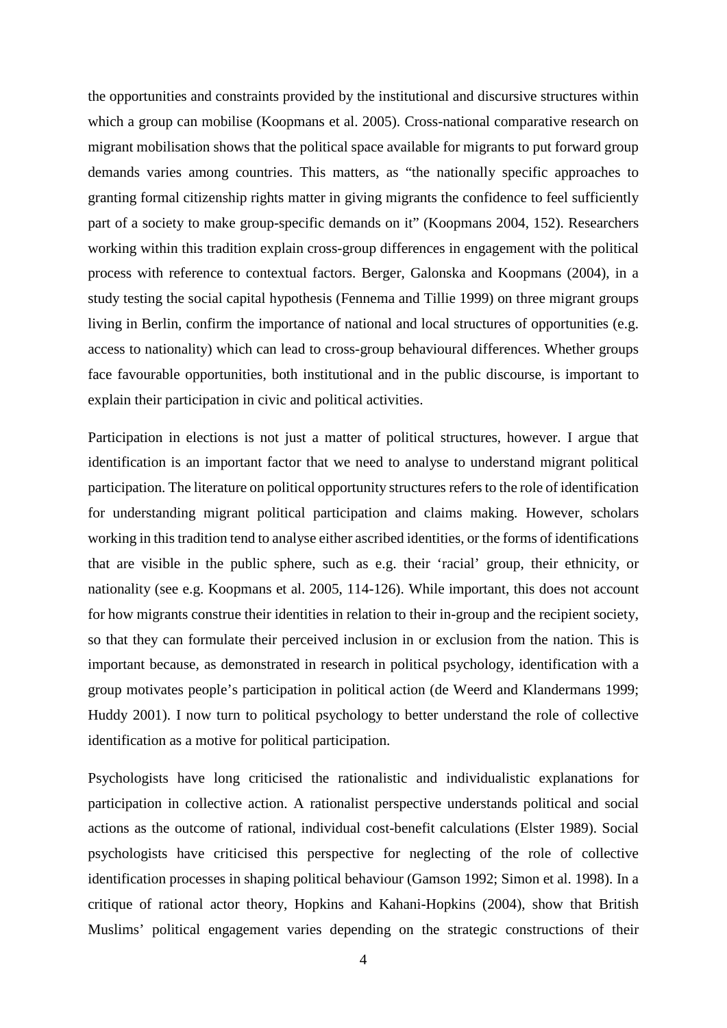the opportunities and constraints provided by the institutional and discursive structures within which a group can mobilise (Koopmans et al. 2005). Cross-national comparative research on migrant mobilisation shows that the political space available for migrants to put forward group demands varies among countries. This matters, as "the nationally specific approaches to granting formal citizenship rights matter in giving migrants the confidence to feel sufficiently part of a society to make group-specific demands on it" (Koopmans 2004, 152). Researchers working within this tradition explain cross-group differences in engagement with the political process with reference to contextual factors. Berger, Galonska and Koopmans (2004), in a study testing the social capital hypothesis (Fennema and Tillie 1999) on three migrant groups living in Berlin, confirm the importance of national and local structures of opportunities (e.g. access to nationality) which can lead to cross-group behavioural differences. Whether groups face favourable opportunities, both institutional and in the public discourse, is important to explain their participation in civic and political activities.

Participation in elections is not just a matter of political structures, however. I argue that identification is an important factor that we need to analyse to understand migrant political participation. The literature on political opportunity structures refers to the role of identification for understanding migrant political participation and claims making. However, scholars working in this tradition tend to analyse either ascribed identities, or the forms of identifications that are visible in the public sphere, such as e.g. their 'racial' group, their ethnicity, or nationality (see e.g. Koopmans et al. 2005, 114-126). While important, this does not account for how migrants construe their identities in relation to their in-group and the recipient society, so that they can formulate their perceived inclusion in or exclusion from the nation. This is important because, as demonstrated in research in political psychology, identification with a group motivates people's participation in political action (de Weerd and Klandermans 1999; Huddy 2001). I now turn to political psychology to better understand the role of collective identification as a motive for political participation.

Psychologists have long criticised the rationalistic and individualistic explanations for participation in collective action. A rationalist perspective understands political and social actions as the outcome of rational, individual cost-benefit calculations (Elster 1989). Social psychologists have criticised this perspective for neglecting of the role of collective identification processes in shaping political behaviour (Gamson 1992; Simon et al. 1998). In a critique of rational actor theory, Hopkins and Kahani-Hopkins (2004), show that British Muslims' political engagement varies depending on the strategic constructions of their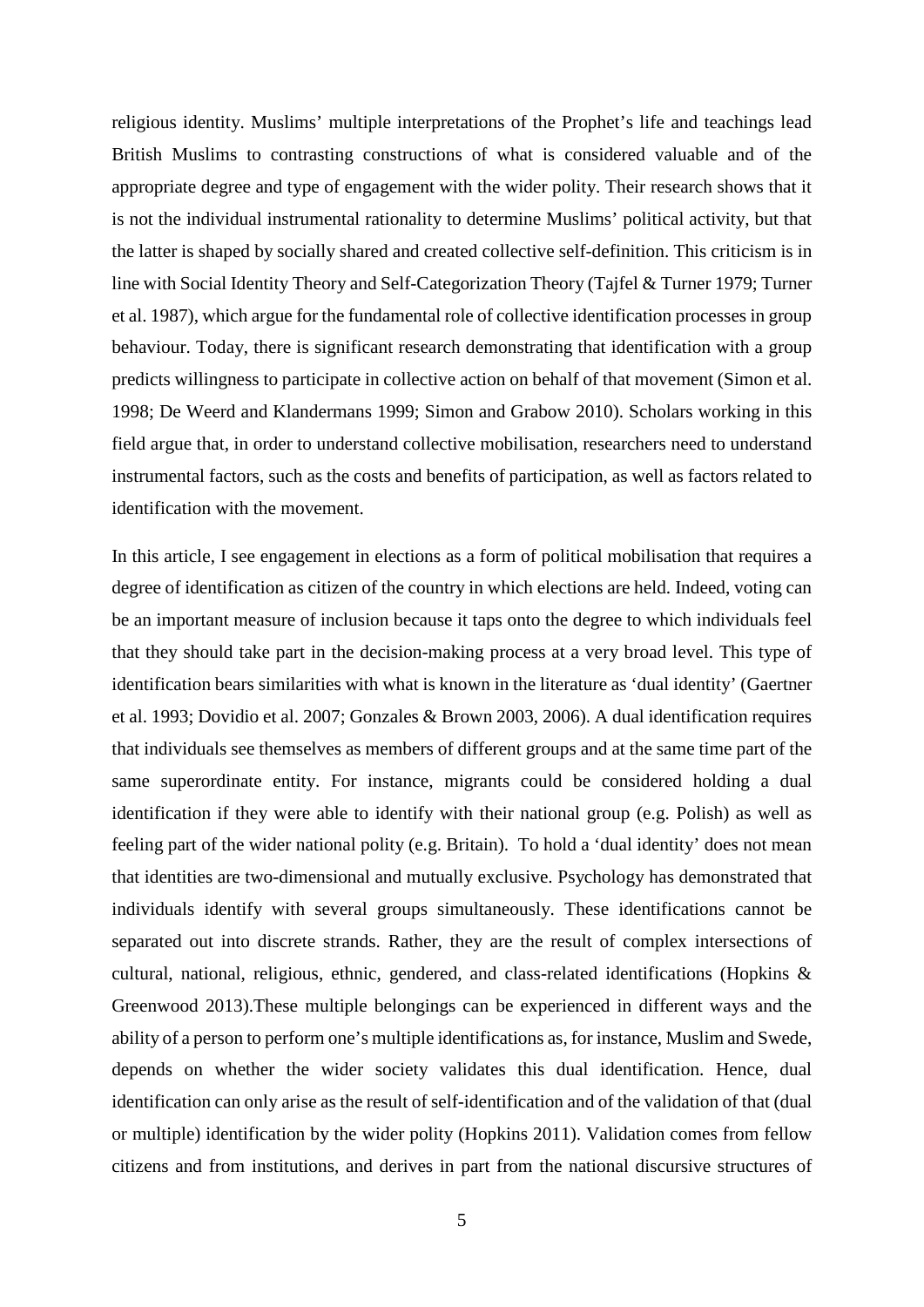religious identity. Muslims' multiple interpretations of the Prophet's life and teachings lead British Muslims to contrasting constructions of what is considered valuable and of the appropriate degree and type of engagement with the wider polity. Their research shows that it is not the individual instrumental rationality to determine Muslims' political activity, but that the latter is shaped by socially shared and created collective self-definition. This criticism is in line with Social Identity Theory and Self-Categorization Theory (Tajfel & Turner 1979; Turner et al. 1987), which argue for the fundamental role of collective identification processes in group behaviour. Today, there is significant research demonstrating that identification with a group predicts willingness to participate in collective action on behalf of that movement (Simon et al. 1998; De Weerd and Klandermans 1999; Simon and Grabow 2010). Scholars working in this field argue that, in order to understand collective mobilisation, researchers need to understand instrumental factors, such as the costs and benefits of participation, as well as factors related to identification with the movement.

In this article, I see engagement in elections as a form of political mobilisation that requires a degree of identification as citizen of the country in which elections are held. Indeed, voting can be an important measure of inclusion because it taps onto the degree to which individuals feel that they should take part in the decision-making process at a very broad level. This type of identification bears similarities with what is known in the literature as 'dual identity' (Gaertner et al. 1993; Dovidio et al. 2007; Gonzales & Brown 2003, 2006). A dual identification requires that individuals see themselves as members of different groups and at the same time part of the same superordinate entity. For instance, migrants could be considered holding a dual identification if they were able to identify with their national group (e.g. Polish) as well as feeling part of the wider national polity (e.g. Britain). To hold a 'dual identity' does not mean that identities are two-dimensional and mutually exclusive. Psychology has demonstrated that individuals identify with several groups simultaneously. These identifications cannot be separated out into discrete strands. Rather, they are the result of complex intersections of cultural, national, religious, ethnic, gendered, and class-related identifications (Hopkins & Greenwood 2013).These multiple belongings can be experienced in different ways and the ability of a person to perform one's multiple identifications as, for instance, Muslim and Swede, depends on whether the wider society validates this dual identification. Hence, dual identification can only arise as the result of self-identification and of the validation of that (dual or multiple) identification by the wider polity (Hopkins 2011). Validation comes from fellow citizens and from institutions, and derives in part from the national discursive structures of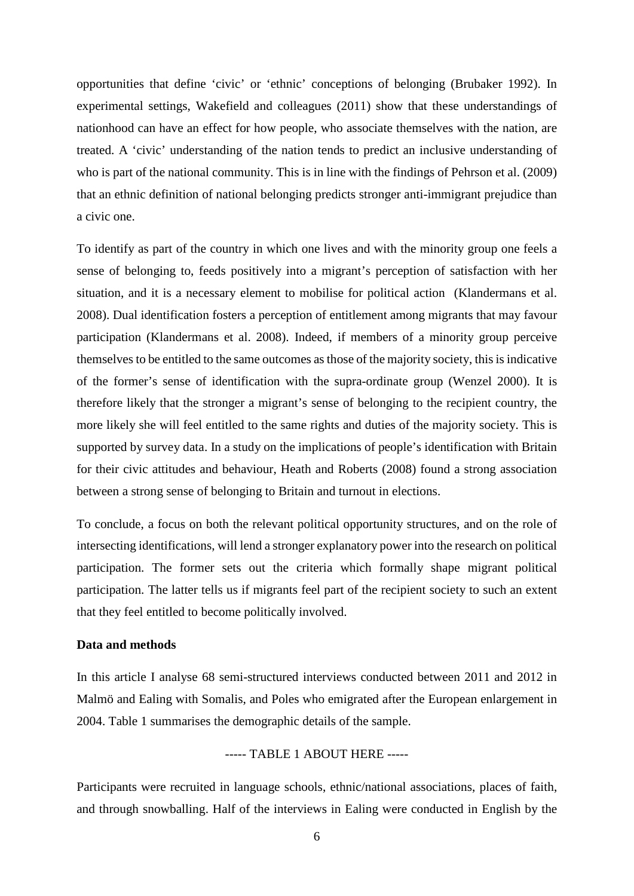opportunities that define 'civic' or 'ethnic' conceptions of belonging (Brubaker 1992). In experimental settings, Wakefield and colleagues (2011) show that these understandings of nationhood can have an effect for how people, who associate themselves with the nation, are treated. A 'civic' understanding of the nation tends to predict an inclusive understanding of who is part of the national community. This is in line with the findings of Pehrson et al. (2009) that an ethnic definition of national belonging predicts stronger anti-immigrant prejudice than a civic one.

To identify as part of the country in which one lives and with the minority group one feels a sense of belonging to, feeds positively into a migrant's perception of satisfaction with her situation, and it is a necessary element to mobilise for political action (Klandermans et al. 2008). Dual identification fosters a perception of entitlement among migrants that may favour participation (Klandermans et al. 2008). Indeed, if members of a minority group perceive themselves to be entitled to the same outcomes as those of the majority society, this is indicative of the former's sense of identification with the supra-ordinate group (Wenzel 2000). It is therefore likely that the stronger a migrant's sense of belonging to the recipient country, the more likely she will feel entitled to the same rights and duties of the majority society. This is supported by survey data. In a study on the implications of people's identification with Britain for their civic attitudes and behaviour, Heath and Roberts (2008) found a strong association between a strong sense of belonging to Britain and turnout in elections.

To conclude, a focus on both the relevant political opportunity structures, and on the role of intersecting identifications, will lend a stronger explanatory power into the research on political participation. The former sets out the criteria which formally shape migrant political participation. The latter tells us if migrants feel part of the recipient society to such an extent that they feel entitled to become politically involved.

**Data and methods**

In this article I analyse 68 semi-structured interviews conducted between 2011 and 2012 in Malmö and Ealing with Somalis, and Poles who emigrated after the European enlargement in 2004. Table 1 summarises the demographic details of the sample.

----- TABLE 1 ABOUT HERE -----

Participants were recruited in language schools, ethnic/national associations, places of faith, and through snowballing. Half of the interviews in Ealing were conducted in English by the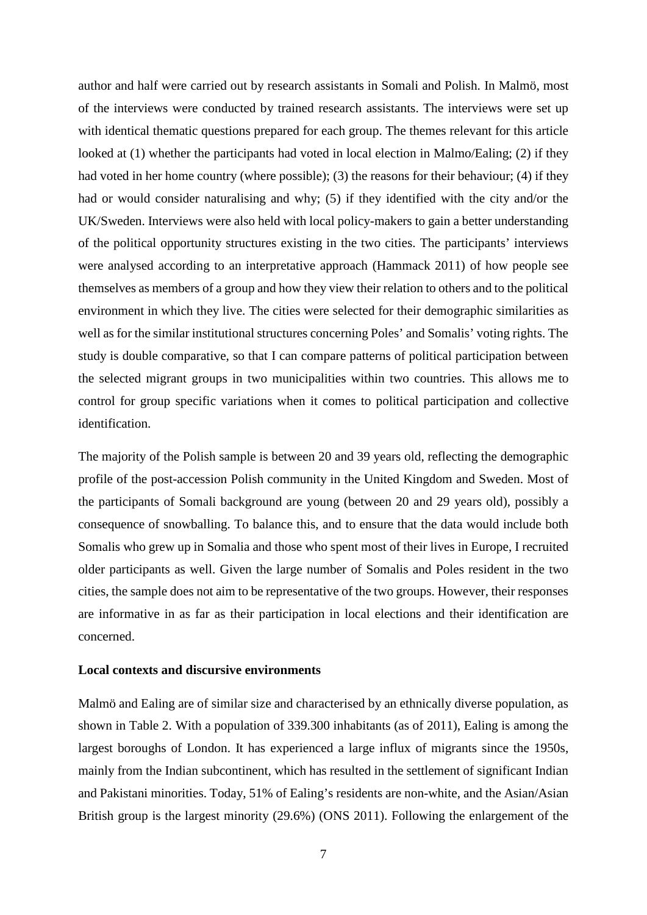author and half were carried out by research assistants in Somali and Polish. In Malmö, most of the interviews were conducted by trained research assistants. The interviews were set up with identical thematic questions prepared for each group. The themes relevant for this article looked at (1) whether the participants had voted in local election in Malmo/Ealing; (2) if they had voted in her home country (where possible); (3) the reasons for their behaviour; (4) if they had or would consider naturalising and why; (5) if they identified with the city and/or the UK/Sweden. Interviews were also held with local policy-makers to gain a better understanding of the political opportunity structures existing in the two cities. The participants' interviews were analysed according to an interpretative approach (Hammack 2011) of how people see themselves as members of a group and how they view their relation to others and to the political environment in which they live. The cities were selected for their demographic similarities as well as for the similar institutional structures concerning Poles' and Somalis' voting rights. The study is double comparative, so that I can compare patterns of political participation between the selected migrant groups in two municipalities within two countries. This allows me to control for group specific variations when it comes to political participation and collective identification.

The majority of the Polish sample is between 20 and 39 years old, reflecting the demographic profile of the post-accession Polish community in the United Kingdom and Sweden. Most of the participants of Somali background are young (between 20 and 29 years old), possibly a consequence of snowballing. To balance this, and to ensure that the data would include both Somalis who grew up in Somalia and those who spent most of their lives in Europe, I recruited older participants as well. Given the large number of Somalis and Poles resident in the two cities, the sample does not aim to be representative of the two groups. However, their responses are informative in as far as their participation in local elections and their identification are concerned.

**Local contexts and discursive environments**

Malmö and Ealing are of similar size and characterised by an ethnically diverse population, as shown in Table 2. With a population of 339.300 inhabitants (as of 2011), Ealing is among the largest boroughs of London. It has experienced a large influx of migrants since the 1950s, mainly from the Indian subcontinent, which has resulted in the settlement of significant Indian and Pakistani minorities. Today, 51% of Ealing's residents are non-white, and the Asian/Asian British group is the largest minority (29.6%) (ONS 2011). Following the enlargement of the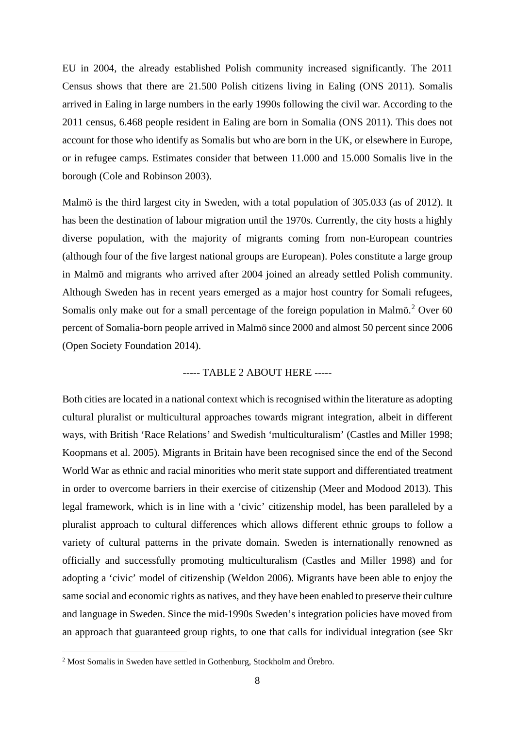EU in 2004, the already established Polish community increased significantly. The 2011 Census shows that there are 21.500 Polish citizens living in Ealing (ONS 2011). Somalis arrived in Ealing in large numbers in the early 1990s following the civil war. According to the 2011 census, 6.468 people resident in Ealing are born in Somalia (ONS 2011). This does not account for those who identify as Somalis but who are born in the UK, or elsewhere in Europe, or in refugee camps. Estimates consider that between 11.000 and 15.000 Somalis live in the borough (Cole and Robinson 2003).

Malmö is the third largest city in Sweden, with a total population of 305.033 (as of 2012). It has been the destination of labour migration until the 1970s. Currently, the city hosts a highly diverse population, with the majority of migrants coming from non-European countries (although four of the five largest national groups are European). Poles constitute a large group in Malmö and migrants who arrived after 2004 joined an already settled Polish community. Although Sweden has in recent years emerged as a major host country for Somali refugees, Somalis only make out for a small percentage of the foreign population in Malmö.[2] Over 60 percent of Somalia-born people arrived in Malmö since 2000 and almost 50 percent since 2006 (Open Society Foundation 2014).

----- TABLE 2 ABOUT HERE -----

Both cities are located in a national context which is recognised within the literature as adopting cultural pluralist or multicultural approaches towards migrant integration, albeit in different ways, with British 'Race Relations' and Swedish 'multiculturalism' (Castles and Miller 1998; Koopmans et al. 2005). Migrants in Britain have been recognised since the end of the Second World War as ethnic and racial minorities who merit state support and differentiated treatment in order to overcome barriers in their exercise of citizenship (Meer and Modood 2013). This legal framework, which is in line with a 'civic' citizenship model, has been paralleled by a pluralist approach to cultural differences which allows different ethnic groups to follow a variety of cultural patterns in the private domain. Sweden is internationally renowned as officially and successfully promoting multiculturalism (Castles and Miller 1998) and for adopting a 'civic' model of citizenship (Weldon 2006). Migrants have been able to enjoy the same social and economic rights as natives, and they have been enabled to preserve their culture and language in Sweden. Since the mid-1990s Sweden's integration policies have moved from an approach that guaranteed group rights, to one that calls for individual integration (see Skr

[2] Most Somalis in Sweden have settled in Gothenburg, Stockholm and Örebro.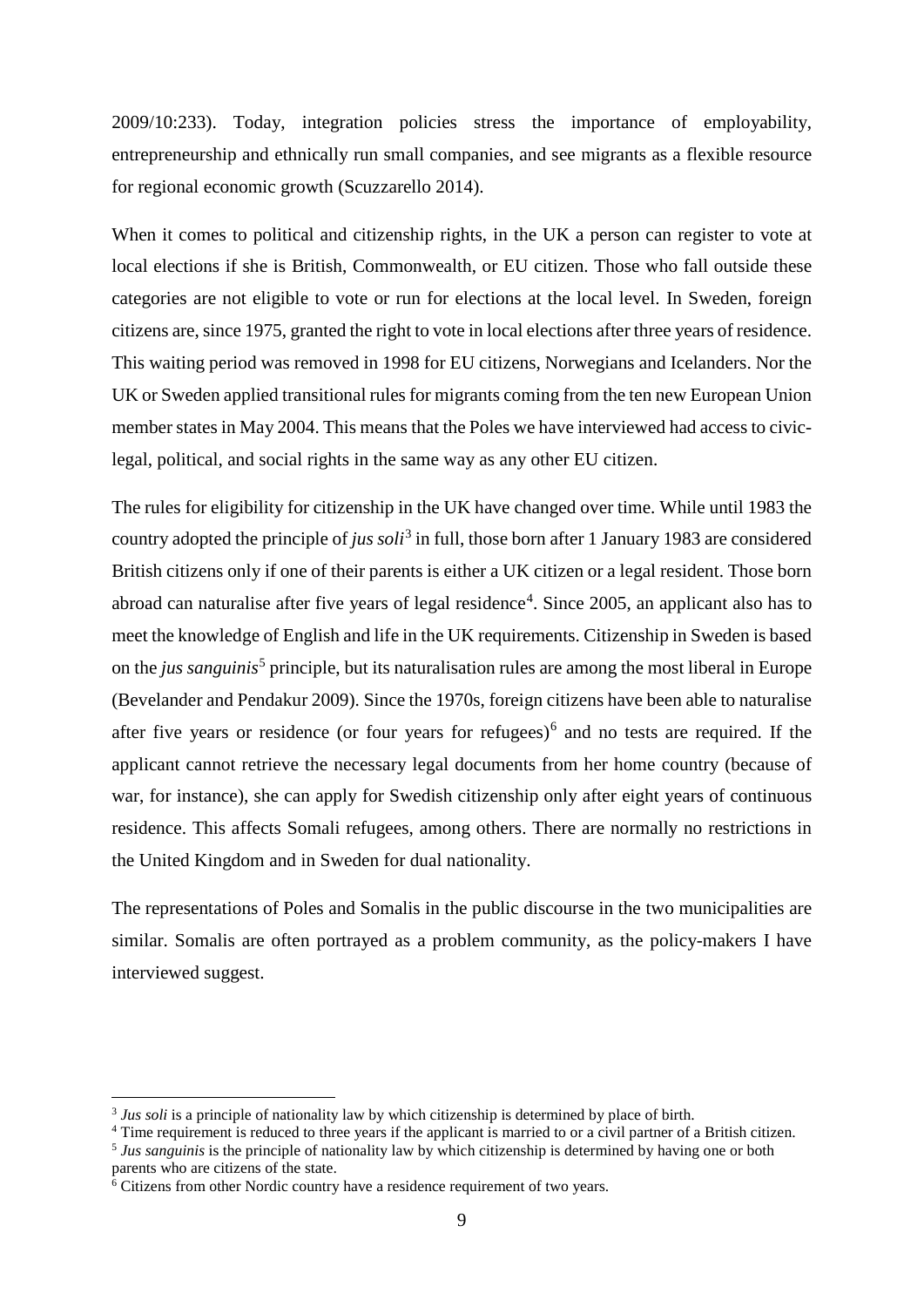2009/10:233). Today, integration policies stress the importance of employability, entrepreneurship and ethnically run small companies, and see migrants as a flexible resource for regional economic growth (Scuzzarello 2014).

When it comes to political and citizenship rights, in the UK a person can register to vote at local elections if she is British, Commonwealth, or EU citizen. Those who fall outside these categories are not eligible to vote or run for elections at the local level. In Sweden, foreign citizens are, since 1975, granted the right to vote in local elections after three years of residence. This waiting period was removed in 1998 for EU citizens, Norwegians and Icelanders. Nor the UK or Sweden applied transitional rules for migrants coming from the ten new European Union member states in May 2004. This means that the Poles we have interviewed had access to civic-legal, political, and social rights in the same way as any other EU citizen.

The rules for eligibility for citizenship in the UK have changed over time. While until 1983 the country adopted the principle of *jus soli*[3] in full, those born after 1 January 1983 are considered British citizens only if one of their parents is either a UK citizen or a legal resident. Those born abroad can naturalise after five years of legal residence[4]. Since 2005, an applicant also has to meet the knowledge of English and life in the UK requirements. Citizenship in Sweden is based on the *jus sanguinis*[5] principle, but its naturalisation rules are among the most liberal in Europe (Bevelander and Pendakur 2009). Since the 1970s, foreign citizens have been able to naturalise after five years or residence (or four years for refugees)[6] and no tests are required. If the applicant cannot retrieve the necessary legal documents from her home country (because of war, for instance), she can apply for Swedish citizenship only after eight years of continuous residence. This affects Somali refugees, among others. There are normally no restrictions in the United Kingdom and in Sweden for dual nationality.

The representations of Poles and Somalis in the public discourse in the two municipalities are similar. Somalis are often portrayed as a problem community, as the policy-makers I have interviewed suggest.

---

[3] *Jus soli* is a principle of nationality law by which citizenship is determined by place of birth.

[4] Time requirement is reduced to three years if the applicant is married to or a civil partner of a British citizen.

[5] *Jus sanguinis* is the principle of nationality law by which citizenship is determined by having one or both parents who are citizens of the state.

[6] Citizens from other Nordic country have a residence requirement of two years.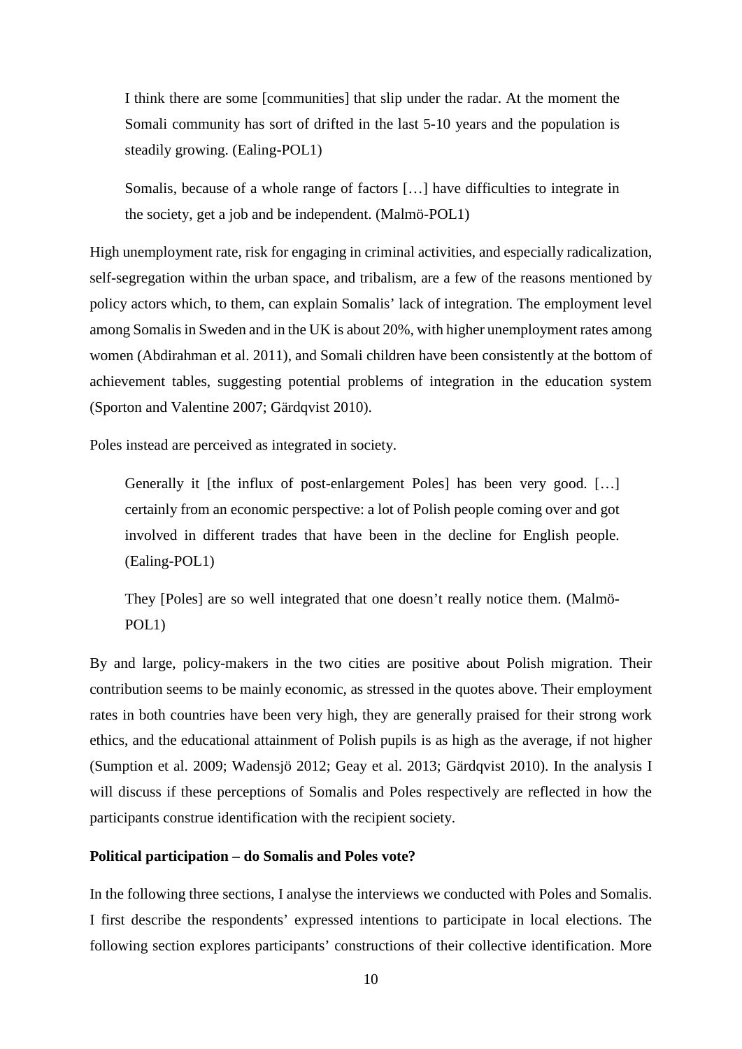> I think there are some [communities] that slip under the radar. At the moment the Somali community has sort of drifted in the last 5-10 years and the population is steadily growing. (Ealing-POL1)

> Somalis, because of a whole range of factors […] have difficulties to integrate in the society, get a job and be independent. (Malmö-POL1)

High unemployment rate, risk for engaging in criminal activities, and especially radicalization, self-segregation within the urban space, and tribalism, are a few of the reasons mentioned by policy actors which, to them, can explain Somalis' lack of integration. The employment level among Somalis in Sweden and in the UK is about 20%, with higher unemployment rates among women (Abdirahman et al. 2011), and Somali children have been consistently at the bottom of achievement tables, suggesting potential problems of integration in the education system (Sporton and Valentine 2007; Gärdqvist 2010).

Poles instead are perceived as integrated in society.

> Generally it [the influx of post-enlargement Poles] has been very good. […] certainly from an economic perspective: a lot of Polish people coming over and got involved in different trades that have been in the decline for English people. (Ealing-POL1)

> They [Poles] are so well integrated that one doesn't really notice them. (Malmö-POL1)

By and large, policy-makers in the two cities are positive about Polish migration. Their contribution seems to be mainly economic, as stressed in the quotes above. Their employment rates in both countries have been very high, they are generally praised for their strong work ethics, and the educational attainment of Polish pupils is as high as the average, if not higher (Sumption et al. 2009; Wadensjö 2012; Geay et al. 2013; Gärdqvist 2010). In the analysis I will discuss if these perceptions of Somalis and Poles respectively are reflected in how the participants construe identification with the recipient society.

**Political participation – do Somalis and Poles vote?**

In the following three sections, I analyse the interviews we conducted with Poles and Somalis. I first describe the respondents' expressed intentions to participate in local elections. The following section explores participants' constructions of their collective identification. More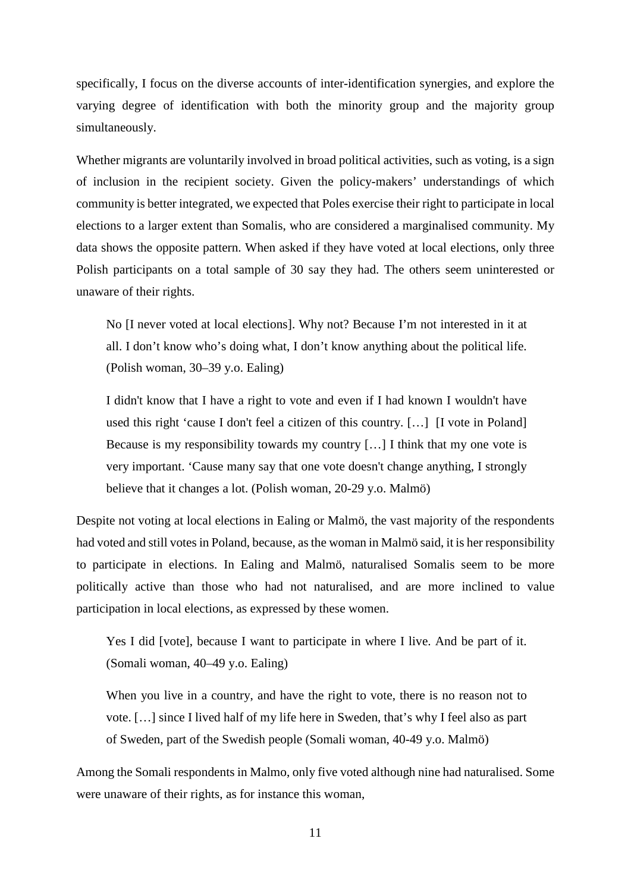specifically, I focus on the diverse accounts of inter-identification synergies, and explore the varying degree of identification with both the minority group and the majority group simultaneously.

Whether migrants are voluntarily involved in broad political activities, such as voting, is a sign of inclusion in the recipient society. Given the policy-makers' understandings of which community is better integrated, we expected that Poles exercise their right to participate in local elections to a larger extent than Somalis, who are considered a marginalised community. My data shows the opposite pattern. When asked if they have voted at local elections, only three Polish participants on a total sample of 30 say they had. The others seem uninterested or unaware of their rights.

> No [I never voted at local elections]. Why not? Because I'm not interested in it at all. I don't know who's doing what, I don't know anything about the political life. (Polish woman, 30–39 y.o. Ealing)

> I didn't know that I have a right to vote and even if I had known I wouldn't have used this right 'cause I don't feel a citizen of this country. […] [I vote in Poland] Because is my responsibility towards my country […] I think that my one vote is very important. 'Cause many say that one vote doesn't change anything, I strongly believe that it changes a lot. (Polish woman, 20-29 y.o. Malmö)

Despite not voting at local elections in Ealing or Malmö, the vast majority of the respondents had voted and still votes in Poland, because, as the woman in Malmö said, it is her responsibility to participate in elections. In Ealing and Malmö, naturalised Somalis seem to be more politically active than those who had not naturalised, and are more inclined to value participation in local elections, as expressed by these women.

> Yes I did [vote], because I want to participate in where I live. And be part of it. (Somali woman, 40–49 y.o. Ealing)

> When you live in a country, and have the right to vote, there is no reason not to vote. […] since I lived half of my life here in Sweden, that's why I feel also as part of Sweden, part of the Swedish people (Somali woman, 40-49 y.o. Malmö)

Among the Somali respondents in Malmo, only five voted although nine had naturalised. Some were unaware of their rights, as for instance this woman,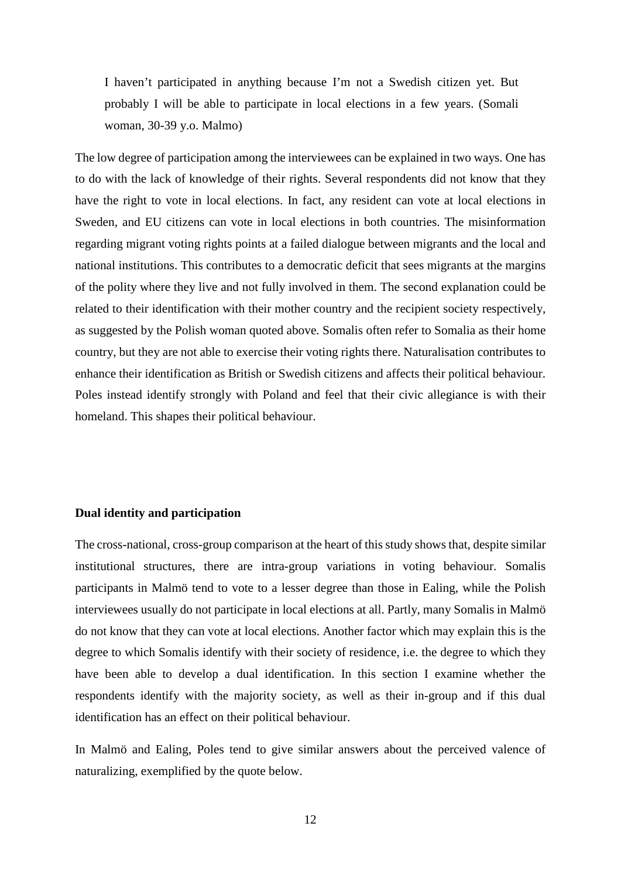> I haven't participated in anything because I'm not a Swedish citizen yet. But probably I will be able to participate in local elections in a few years. (Somali woman, 30-39 y.o. Malmo)

The low degree of participation among the interviewees can be explained in two ways. One has to do with the lack of knowledge of their rights. Several respondents did not know that they have the right to vote in local elections. In fact, any resident can vote at local elections in Sweden, and EU citizens can vote in local elections in both countries. The misinformation regarding migrant voting rights points at a failed dialogue between migrants and the local and national institutions. This contributes to a democratic deficit that sees migrants at the margins of the polity where they live and not fully involved in them. The second explanation could be related to their identification with their mother country and the recipient society respectively, as suggested by the Polish woman quoted above. Somalis often refer to Somalia as their home country, but they are not able to exercise their voting rights there. Naturalisation contributes to enhance their identification as British or Swedish citizens and affects their political behaviour. Poles instead identify strongly with Poland and feel that their civic allegiance is with their homeland. This shapes their political behaviour.

**Dual identity and participation**

The cross-national, cross-group comparison at the heart of this study shows that, despite similar institutional structures, there are intra-group variations in voting behaviour. Somalis participants in Malmö tend to vote to a lesser degree than those in Ealing, while the Polish interviewees usually do not participate in local elections at all. Partly, many Somalis in Malmö do not know that they can vote at local elections. Another factor which may explain this is the degree to which Somalis identify with their society of residence, i.e. the degree to which they have been able to develop a dual identification. In this section I examine whether the respondents identify with the majority society, as well as their in-group and if this dual identification has an effect on their political behaviour.

In Malmö and Ealing, Poles tend to give similar answers about the perceived valence of naturalizing, exemplified by the quote below.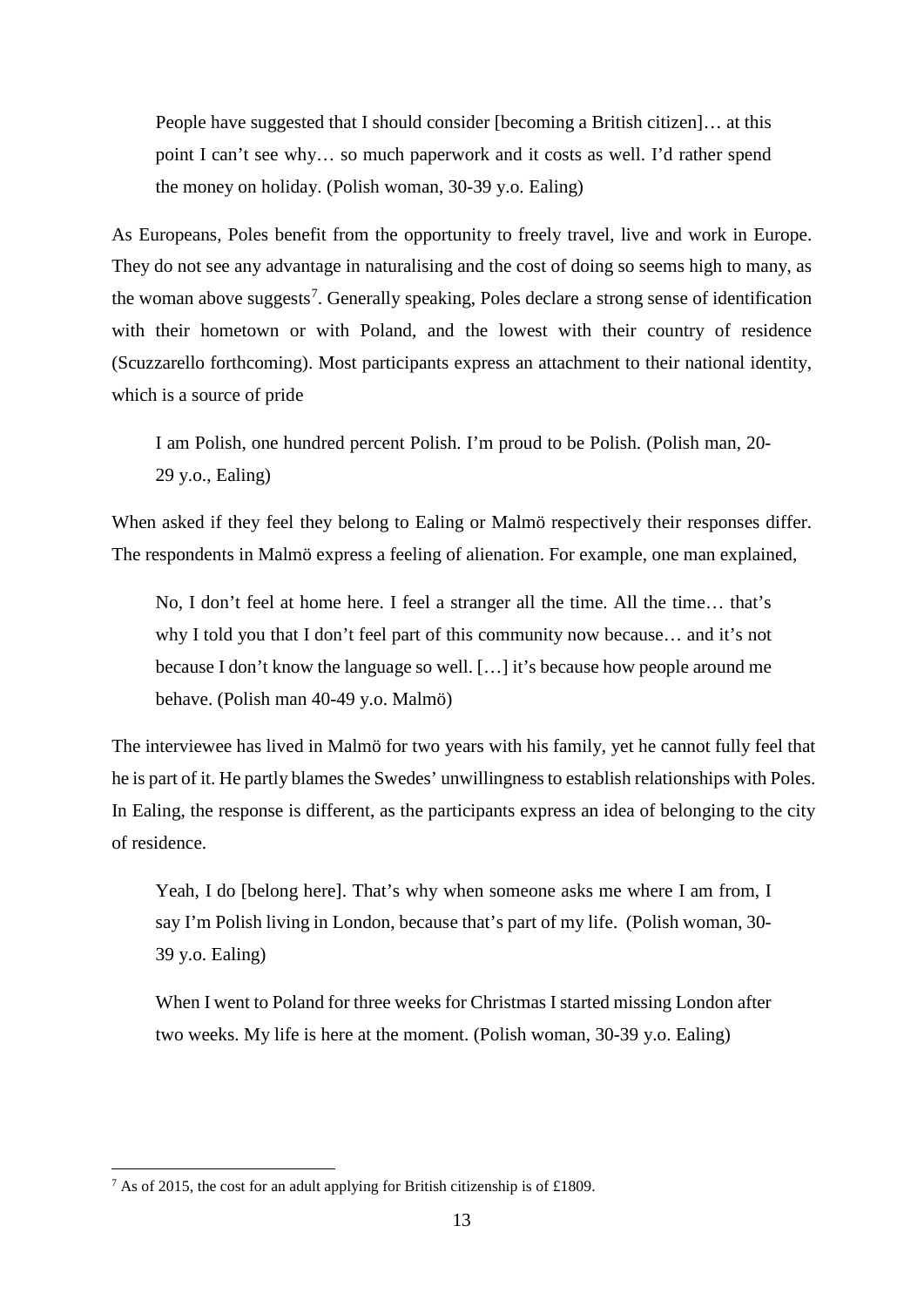> People have suggested that I should consider [becoming a British citizen]… at this point I can't see why… so much paperwork and it costs as well. I'd rather spend the money on holiday. (Polish woman, 30-39 y.o. Ealing)

As Europeans, Poles benefit from the opportunity to freely travel, live and work in Europe. They do not see any advantage in naturalising and the cost of doing so seems high to many, as the woman above suggests[7]. Generally speaking, Poles declare a strong sense of identification with their hometown or with Poland, and the lowest with their country of residence (Scuzzarello forthcoming). Most participants express an attachment to their national identity, which is a source of pride

> I am Polish, one hundred percent Polish. I'm proud to be Polish. (Polish man, 20-29 y.o., Ealing)

When asked if they feel they belong to Ealing or Malmö respectively their responses differ. The respondents in Malmö express a feeling of alienation. For example, one man explained,

> No, I don't feel at home here. I feel a stranger all the time. All the time… that's why I told you that I don't feel part of this community now because… and it's not because I don't know the language so well. […] it's because how people around me behave. (Polish man 40-49 y.o. Malmö)

The interviewee has lived in Malmö for two years with his family, yet he cannot fully feel that he is part of it. He partly blames the Swedes' unwillingness to establish relationships with Poles. In Ealing, the response is different, as the participants express an idea of belonging to the city of residence.

> Yeah, I do [belong here]. That's why when someone asks me where I am from, I say I'm Polish living in London, because that's part of my life. (Polish woman, 30-39 y.o. Ealing)

> When I went to Poland for three weeks for Christmas I started missing London after two weeks. My life is here at the moment. (Polish woman, 30-39 y.o. Ealing)

---

[7] As of 2015, the cost for an adult applying for British citizenship is of £1809.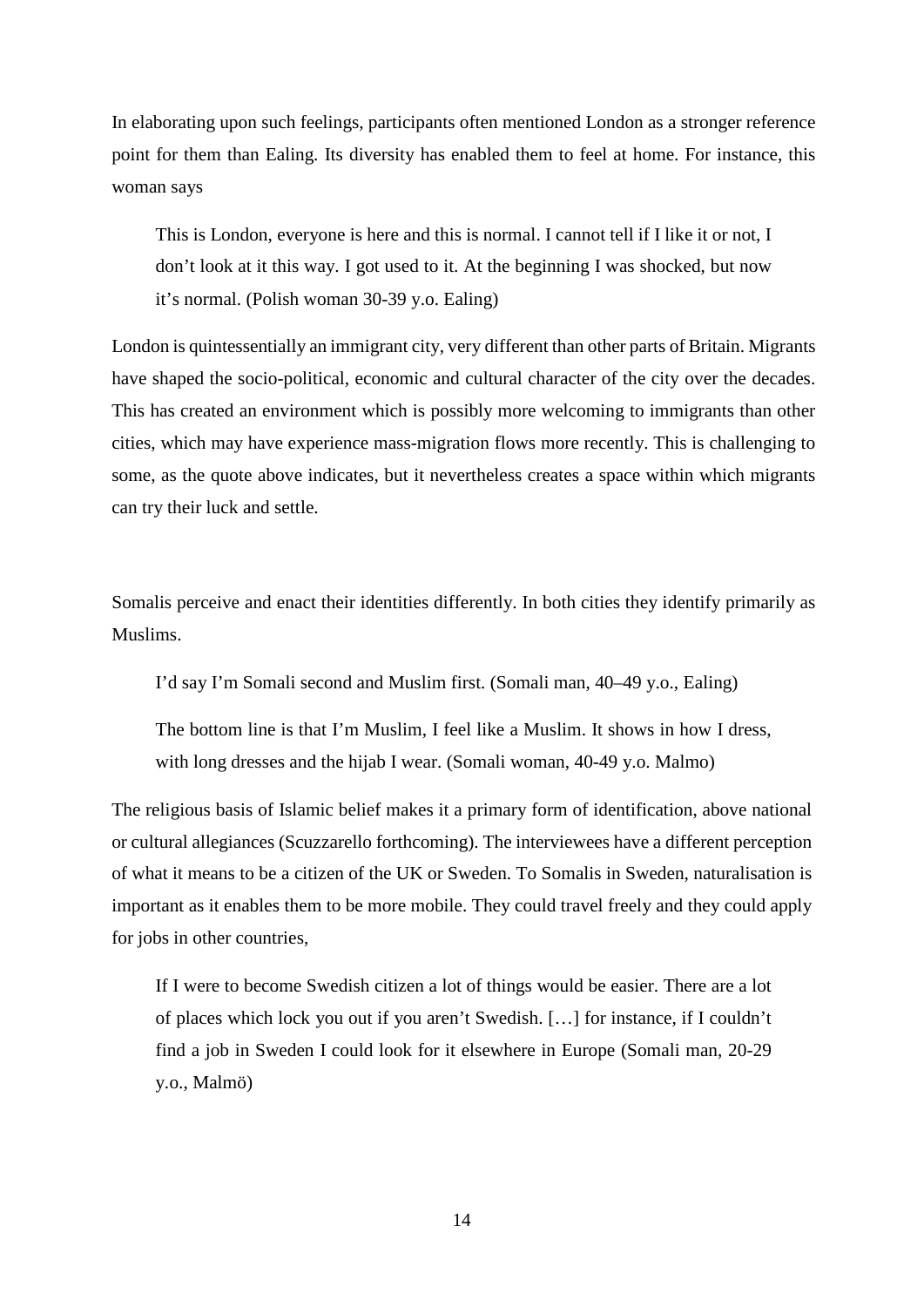In elaborating upon such feelings, participants often mentioned London as a stronger reference point for them than Ealing. Its diversity has enabled them to feel at home. For instance, this woman says

> This is London, everyone is here and this is normal. I cannot tell if I like it or not, I don't look at it this way. I got used to it. At the beginning I was shocked, but now it's normal. (Polish woman 30-39 y.o. Ealing)

London is quintessentially an immigrant city, very different than other parts of Britain. Migrants have shaped the socio-political, economic and cultural character of the city over the decades. This has created an environment which is possibly more welcoming to immigrants than other cities, which may have experience mass-migration flows more recently. This is challenging to some, as the quote above indicates, but it nevertheless creates a space within which migrants can try their luck and settle.

Somalis perceive and enact their identities differently. In both cities they identify primarily as Muslims.

> I'd say I'm Somali second and Muslim first. (Somali man, 40–49 y.o., Ealing)

> The bottom line is that I'm Muslim, I feel like a Muslim. It shows in how I dress, with long dresses and the hijab I wear. (Somali woman, 40-49 y.o. Malmo)

The religious basis of Islamic belief makes it a primary form of identification, above national or cultural allegiances (Scuzzarello forthcoming). The interviewees have a different perception of what it means to be a citizen of the UK or Sweden. To Somalis in Sweden, naturalisation is important as it enables them to be more mobile. They could travel freely and they could apply for jobs in other countries,

> If I were to become Swedish citizen a lot of things would be easier. There are a lot of places which lock you out if you aren't Swedish. […] for instance, if I couldn't find a job in Sweden I could look for it elsewhere in Europe (Somali man, 20-29 y.o., Malmö)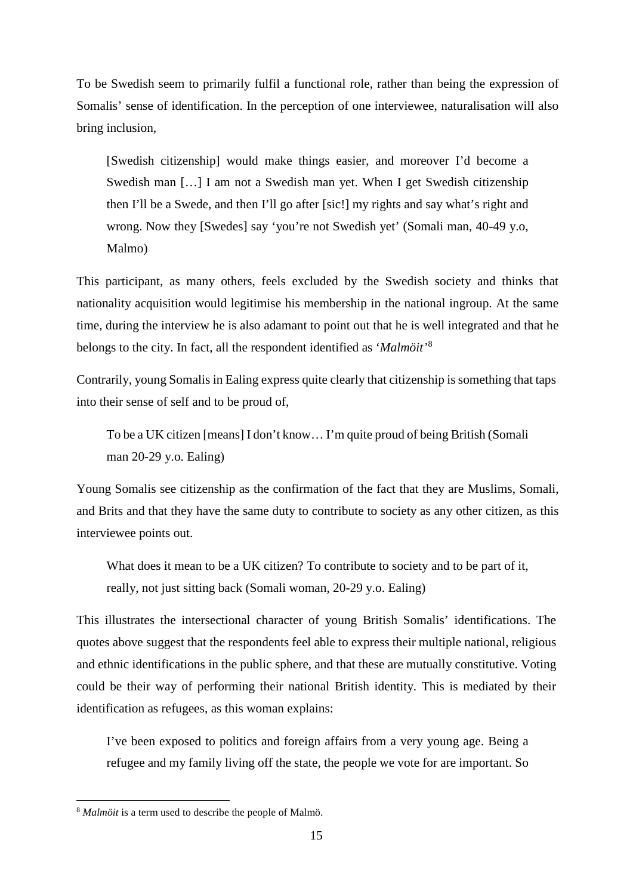To be Swedish seem to primarily fulfil a functional role, rather than being the expression of Somalis' sense of identification. In the perception of one interviewee, naturalisation will also bring inclusion,

> [Swedish citizenship] would make things easier, and moreover I'd become a Swedish man […] I am not a Swedish man yet. When I get Swedish citizenship then I'll be a Swede, and then I'll go after [sic!] my rights and say what's right and wrong. Now they [Swedes] say 'you're not Swedish yet' (Somali man, 40-49 y.o, Malmo)

This participant, as many others, feels excluded by the Swedish society and thinks that nationality acquisition would legitimise his membership in the national ingroup. At the same time, during the interview he is also adamant to point out that he is well integrated and that he belongs to the city. In fact, all the respondent identified as '*Malmöit*'[8]

Contrarily, young Somalis in Ealing express quite clearly that citizenship is something that taps into their sense of self and to be proud of,

> To be a UK citizen [means] I don't know… I'm quite proud of being British (Somali man 20-29 y.o. Ealing)

Young Somalis see citizenship as the confirmation of the fact that they are Muslims, Somali, and Brits and that they have the same duty to contribute to society as any other citizen, as this interviewee points out.

> What does it mean to be a UK citizen? To contribute to society and to be part of it, really, not just sitting back (Somali woman, 20-29 y.o. Ealing)

This illustrates the intersectional character of young British Somalis' identifications. The quotes above suggest that the respondents feel able to express their multiple national, religious and ethnic identifications in the public sphere, and that these are mutually constitutive. Voting could be their way of performing their national British identity. This is mediated by their identification as refugees, as this woman explains:

> I've been exposed to politics and foreign affairs from a very young age. Being a refugee and my family living off the state, the people we vote for are important. So

[8] *Malmöit* is a term used to describe the people of Malmö.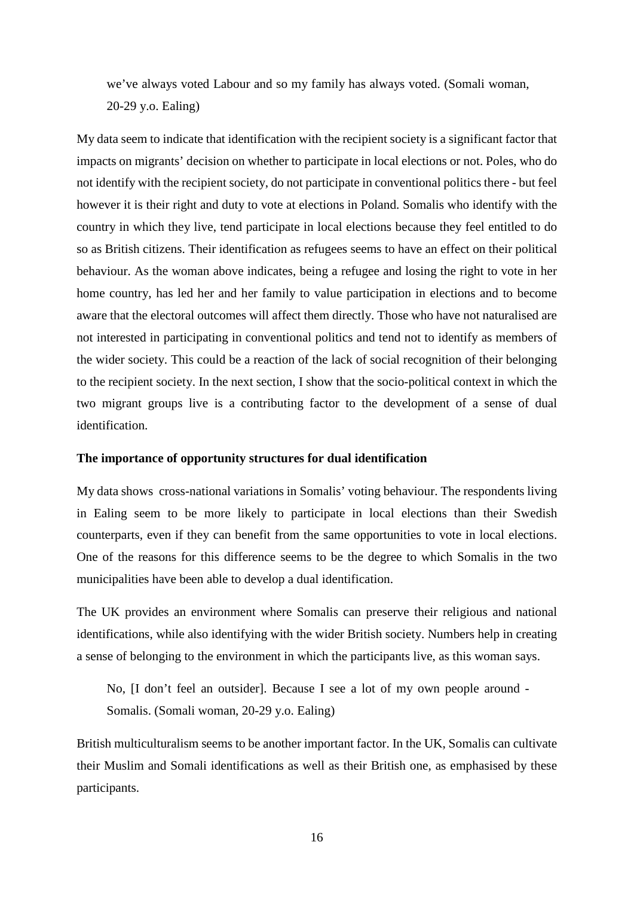> we've always voted Labour and so my family has always voted. (Somali woman, 20-29 y.o. Ealing)

My data seem to indicate that identification with the recipient society is a significant factor that impacts on migrants' decision on whether to participate in local elections or not. Poles, who do not identify with the recipient society, do not participate in conventional politics there - but feel however it is their right and duty to vote at elections in Poland. Somalis who identify with the country in which they live, tend participate in local elections because they feel entitled to do so as British citizens. Their identification as refugees seems to have an effect on their political behaviour. As the woman above indicates, being a refugee and losing the right to vote in her home country, has led her and her family to value participation in elections and to become aware that the electoral outcomes will affect them directly. Those who have not naturalised are not interested in participating in conventional politics and tend not to identify as members of the wider society. This could be a reaction of the lack of social recognition of their belonging to the recipient society. In the next section, I show that the socio-political context in which the two migrant groups live is a contributing factor to the development of a sense of dual identification.

**The importance of opportunity structures for dual identification**

My data shows cross-national variations in Somalis' voting behaviour. The respondents living in Ealing seem to be more likely to participate in local elections than their Swedish counterparts, even if they can benefit from the same opportunities to vote in local elections. One of the reasons for this difference seems to be the degree to which Somalis in the two municipalities have been able to develop a dual identification.

The UK provides an environment where Somalis can preserve their religious and national identifications, while also identifying with the wider British society. Numbers help in creating a sense of belonging to the environment in which the participants live, as this woman says.

> No, [I don't feel an outsider]. Because I see a lot of my own people around - Somalis. (Somali woman, 20-29 y.o. Ealing)

British multiculturalism seems to be another important factor. In the UK, Somalis can cultivate their Muslim and Somali identifications as well as their British one, as emphasised by these participants.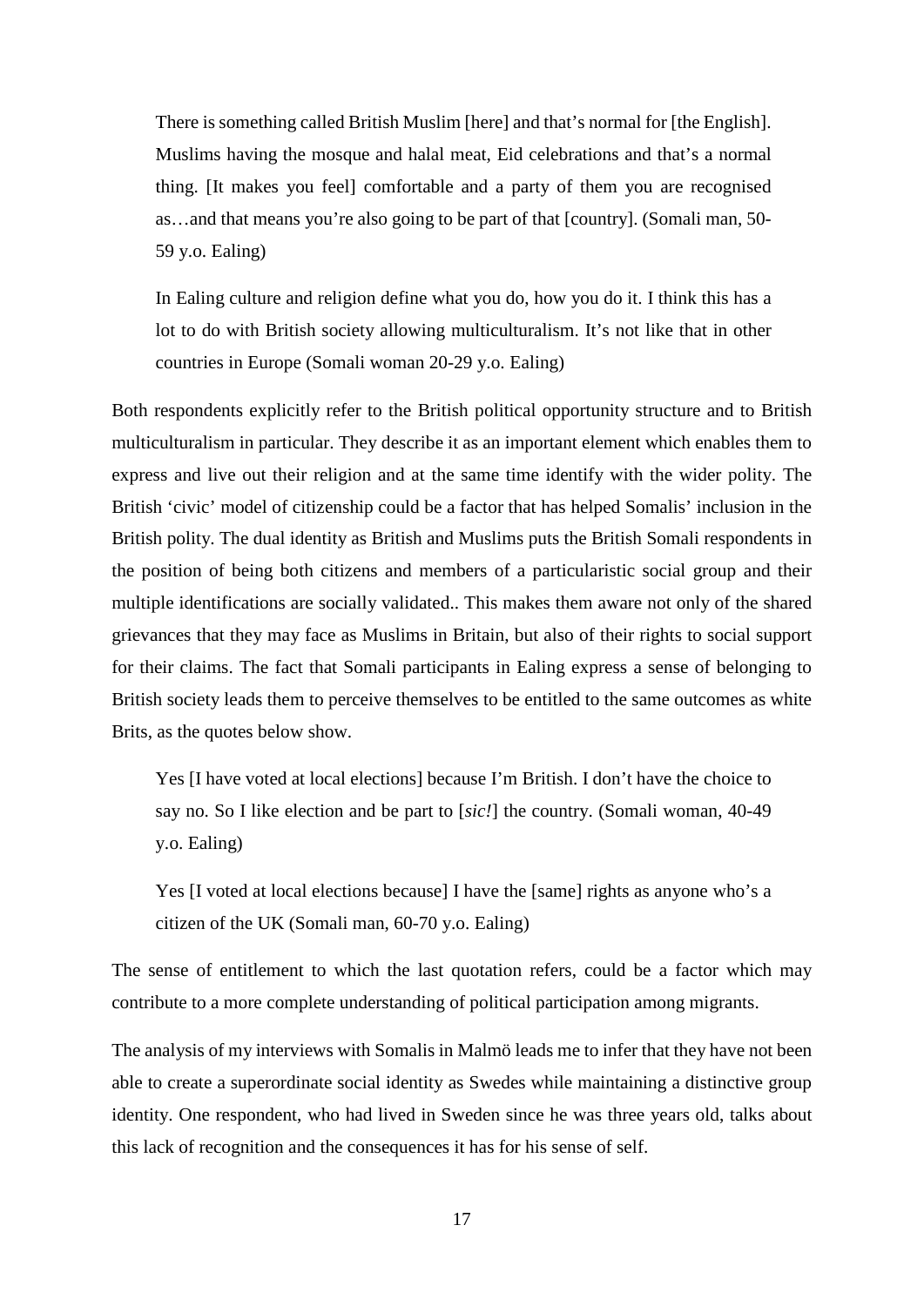> There is something called British Muslim [here] and that's normal for [the English]. Muslims having the mosque and halal meat, Eid celebrations and that's a normal thing. [It makes you feel] comfortable and a party of them you are recognised as…and that means you're also going to be part of that [country]. (Somali man, 50-59 y.o. Ealing)

> In Ealing culture and religion define what you do, how you do it. I think this has a lot to do with British society allowing multiculturalism. It's not like that in other countries in Europe (Somali woman 20-29 y.o. Ealing)

Both respondents explicitly refer to the British political opportunity structure and to British multiculturalism in particular. They describe it as an important element which enables them to express and live out their religion and at the same time identify with the wider polity. The British 'civic' model of citizenship could be a factor that has helped Somalis' inclusion in the British polity. The dual identity as British and Muslims puts the British Somali respondents in the position of being both citizens and members of a particularistic social group and their multiple identifications are socially validated.. This makes them aware not only of the shared grievances that they may face as Muslims in Britain, but also of their rights to social support for their claims. The fact that Somali participants in Ealing express a sense of belonging to British society leads them to perceive themselves to be entitled to the same outcomes as white Brits, as the quotes below show.

> Yes [I have voted at local elections] because I'm British. I don't have the choice to say no. So I like election and be part to [*sic!*] the country. (Somali woman, 40-49 y.o. Ealing)

> Yes [I voted at local elections because] I have the [same] rights as anyone who's a citizen of the UK (Somali man, 60-70 y.o. Ealing)

The sense of entitlement to which the last quotation refers, could be a factor which may contribute to a more complete understanding of political participation among migrants.

The analysis of my interviews with Somalis in Malmö leads me to infer that they have not been able to create a superordinate social identity as Swedes while maintaining a distinctive group identity. One respondent, who had lived in Sweden since he was three years old, talks about this lack of recognition and the consequences it has for his sense of self.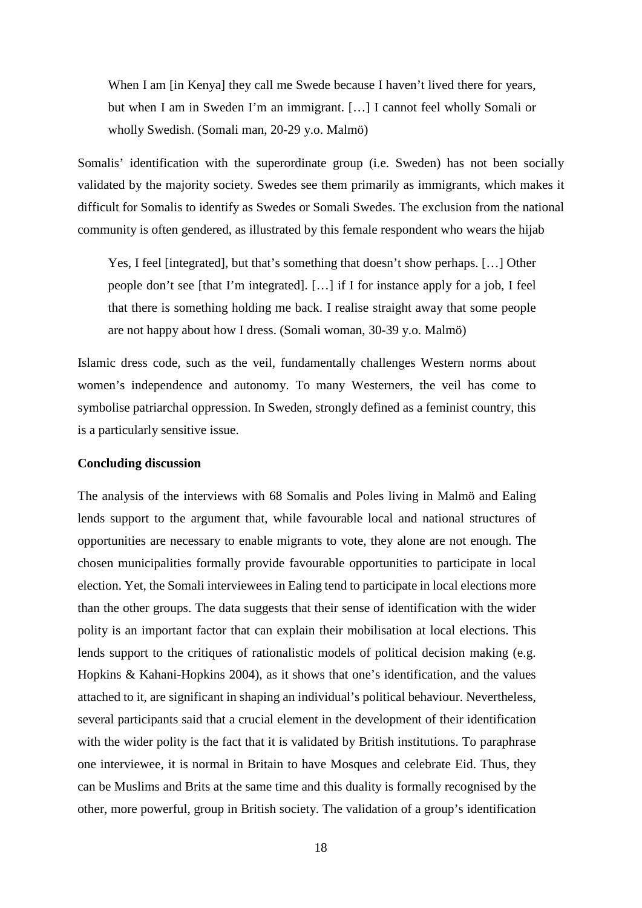> When I am [in Kenya] they call me Swede because I haven't lived there for years, but when I am in Sweden I'm an immigrant. […] I cannot feel wholly Somali or wholly Swedish. (Somali man, 20-29 y.o. Malmö)

Somalis' identification with the superordinate group (i.e. Sweden) has not been socially validated by the majority society. Swedes see them primarily as immigrants, which makes it difficult for Somalis to identify as Swedes or Somali Swedes. The exclusion from the national community is often gendered, as illustrated by this female respondent who wears the hijab

> Yes, I feel [integrated], but that's something that doesn't show perhaps. […] Other people don't see [that I'm integrated]. […] if I for instance apply for a job, I feel that there is something holding me back. I realise straight away that some people are not happy about how I dress. (Somali woman, 30-39 y.o. Malmö)

Islamic dress code, such as the veil, fundamentally challenges Western norms about women's independence and autonomy. To many Westerners, the veil has come to symbolise patriarchal oppression. In Sweden, strongly defined as a feminist country, this is a particularly sensitive issue.

**Concluding discussion**

The analysis of the interviews with 68 Somalis and Poles living in Malmö and Ealing lends support to the argument that, while favourable local and national structures of opportunities are necessary to enable migrants to vote, they alone are not enough. The chosen municipalities formally provide favourable opportunities to participate in local election. Yet, the Somali interviewees in Ealing tend to participate in local elections more than the other groups. The data suggests that their sense of identification with the wider polity is an important factor that can explain their mobilisation at local elections. This lends support to the critiques of rationalistic models of political decision making (e.g. Hopkins & Kahani-Hopkins 2004), as it shows that one's identification, and the values attached to it, are significant in shaping an individual's political behaviour. Nevertheless, several participants said that a crucial element in the development of their identification with the wider polity is the fact that it is validated by British institutions. To paraphrase one interviewee, it is normal in Britain to have Mosques and celebrate Eid. Thus, they can be Muslims and Brits at the same time and this duality is formally recognised by the other, more powerful, group in British society. The validation of a group's identification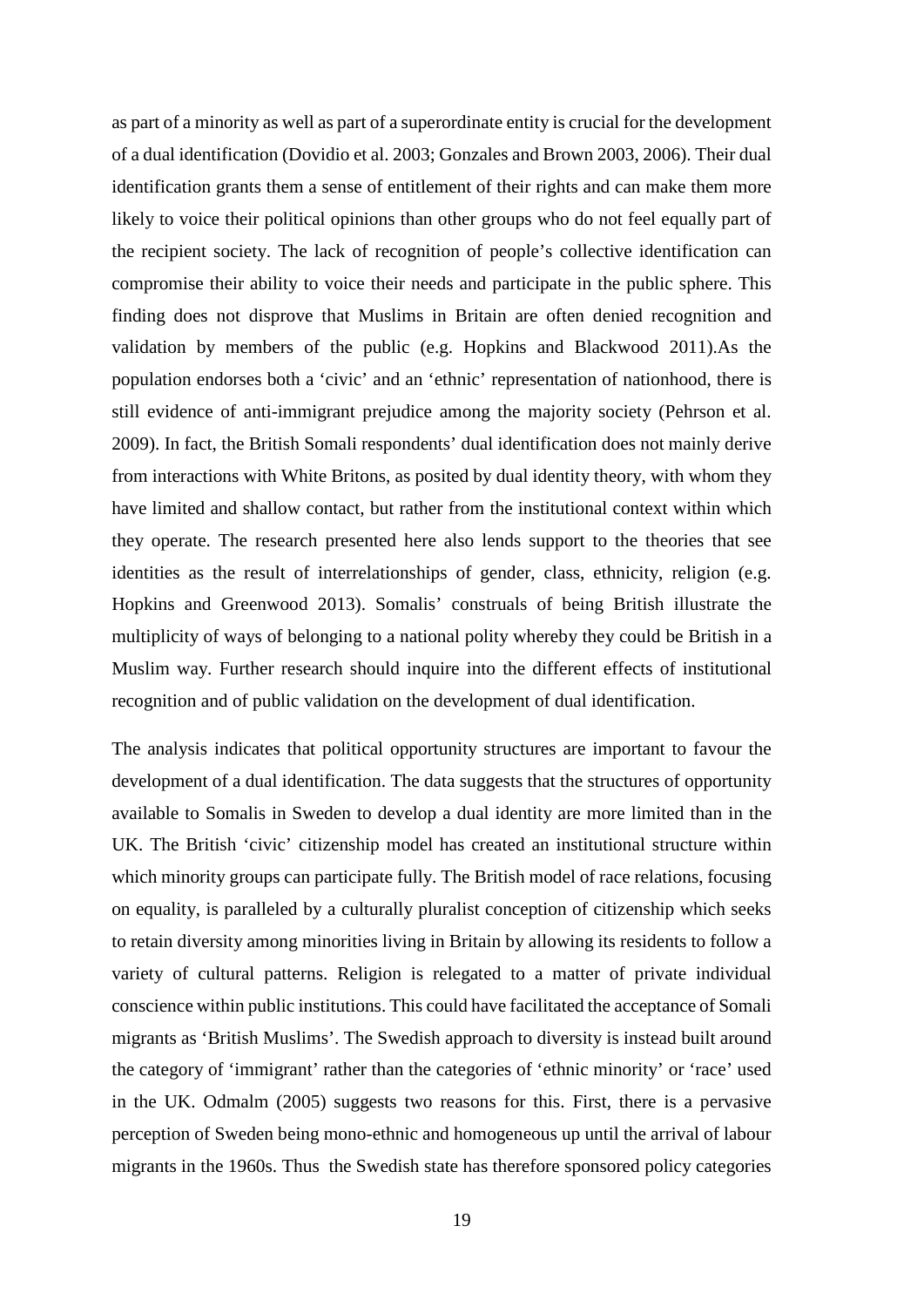as part of a minority as well as part of a superordinate entity is crucial for the development of a dual identification (Dovidio et al. 2003; Gonzales and Brown 2003, 2006). Their dual identification grants them a sense of entitlement of their rights and can make them more likely to voice their political opinions than other groups who do not feel equally part of the recipient society. The lack of recognition of people's collective identification can compromise their ability to voice their needs and participate in the public sphere. This finding does not disprove that Muslims in Britain are often denied recognition and validation by members of the public (e.g. Hopkins and Blackwood 2011).As the population endorses both a 'civic' and an 'ethnic' representation of nationhood, there is still evidence of anti-immigrant prejudice among the majority society (Pehrson et al. 2009). In fact, the British Somali respondents' dual identification does not mainly derive from interactions with White Britons, as posited by dual identity theory, with whom they have limited and shallow contact, but rather from the institutional context within which they operate. The research presented here also lends support to the theories that see identities as the result of interrelationships of gender, class, ethnicity, religion (e.g. Hopkins and Greenwood 2013). Somalis' construals of being British illustrate the multiplicity of ways of belonging to a national polity whereby they could be British in a Muslim way. Further research should inquire into the different effects of institutional recognition and of public validation on the development of dual identification.

The analysis indicates that political opportunity structures are important to favour the development of a dual identification. The data suggests that the structures of opportunity available to Somalis in Sweden to develop a dual identity are more limited than in the UK. The British 'civic' citizenship model has created an institutional structure within which minority groups can participate fully. The British model of race relations, focusing on equality, is paralleled by a culturally pluralist conception of citizenship which seeks to retain diversity among minorities living in Britain by allowing its residents to follow a variety of cultural patterns. Religion is relegated to a matter of private individual conscience within public institutions. This could have facilitated the acceptance of Somali migrants as 'British Muslims'. The Swedish approach to diversity is instead built around the category of 'immigrant' rather than the categories of 'ethnic minority' or 'race' used in the UK. Odmalm (2005) suggests two reasons for this. First, there is a pervasive perception of Sweden being mono-ethnic and homogeneous up until the arrival of labour migrants in the 1960s. Thus the Swedish state has therefore sponsored policy categories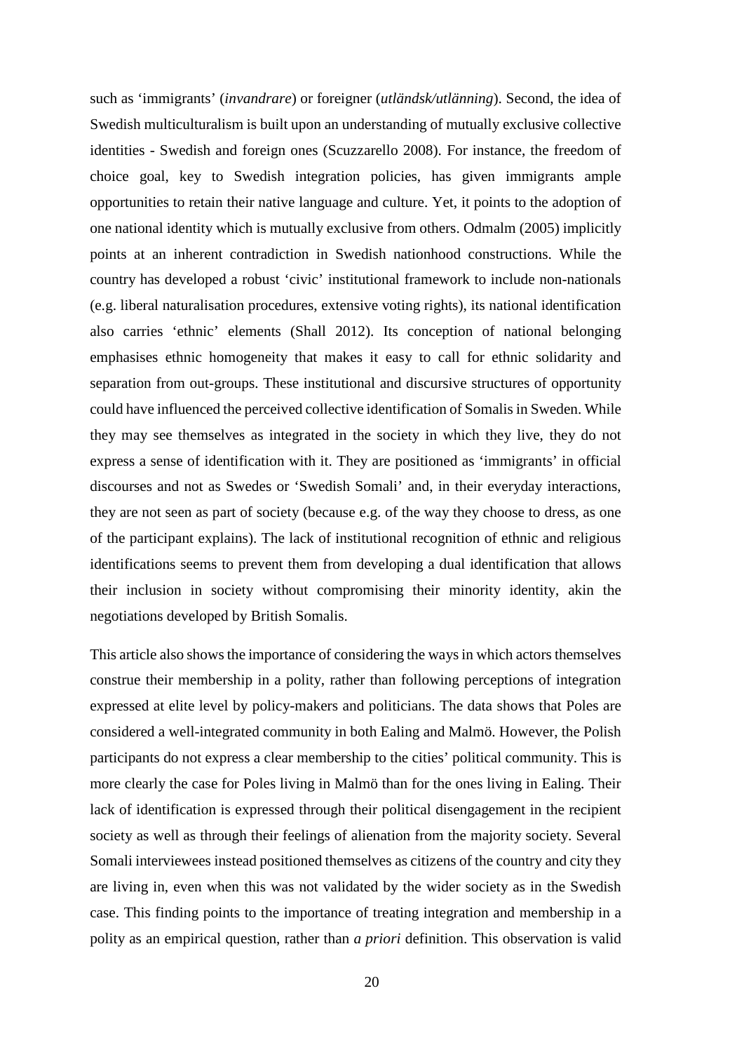such as 'immigrants' (*invandrare*) or foreigner (*utländsk/utlänning*). Second, the idea of Swedish multiculturalism is built upon an understanding of mutually exclusive collective identities - Swedish and foreign ones (Scuzzarello 2008). For instance, the freedom of choice goal, key to Swedish integration policies, has given immigrants ample opportunities to retain their native language and culture. Yet, it points to the adoption of one national identity which is mutually exclusive from others. Odmalm (2005) implicitly points at an inherent contradiction in Swedish nationhood constructions. While the country has developed a robust 'civic' institutional framework to include non-nationals (e.g. liberal naturalisation procedures, extensive voting rights), its national identification also carries 'ethnic' elements (Shall 2012). Its conception of national belonging emphasises ethnic homogeneity that makes it easy to call for ethnic solidarity and separation from out-groups. These institutional and discursive structures of opportunity could have influenced the perceived collective identification of Somalis in Sweden. While they may see themselves as integrated in the society in which they live, they do not express a sense of identification with it. They are positioned as 'immigrants' in official discourses and not as Swedes or 'Swedish Somali' and, in their everyday interactions, they are not seen as part of society (because e.g. of the way they choose to dress, as one of the participant explains). The lack of institutional recognition of ethnic and religious identifications seems to prevent them from developing a dual identification that allows their inclusion in society without compromising their minority identity, akin the negotiations developed by British Somalis.

This article also shows the importance of considering the ways in which actors themselves construe their membership in a polity, rather than following perceptions of integration expressed at elite level by policy-makers and politicians. The data shows that Poles are considered a well-integrated community in both Ealing and Malmö. However, the Polish participants do not express a clear membership to the cities' political community. This is more clearly the case for Poles living in Malmö than for the ones living in Ealing. Their lack of identification is expressed through their political disengagement in the recipient society as well as through their feelings of alienation from the majority society. Several Somali interviewees instead positioned themselves as citizens of the country and city they are living in, even when this was not validated by the wider society as in the Swedish case. This finding points to the importance of treating integration and membership in a polity as an empirical question, rather than *a priori* definition. This observation is valid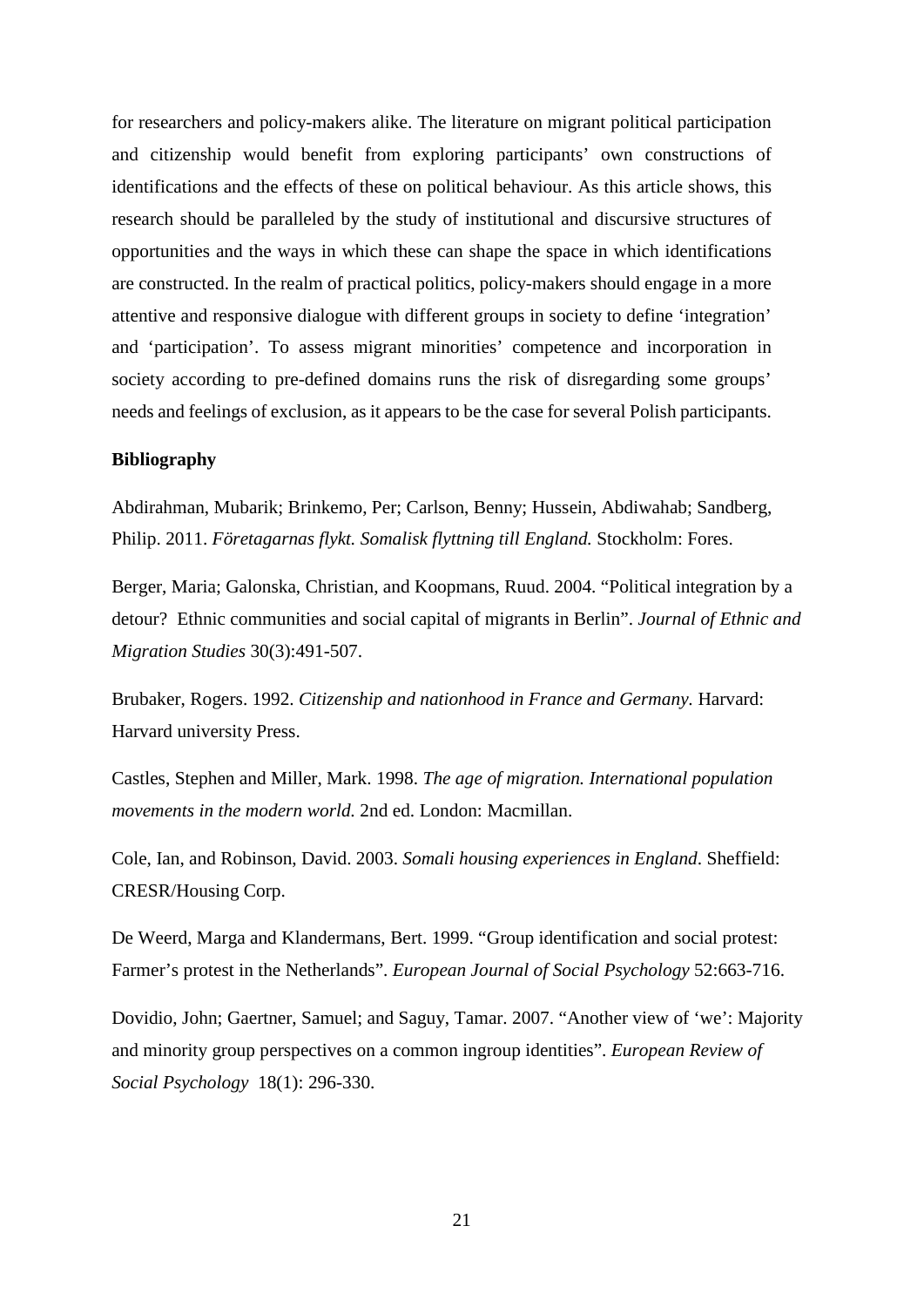for researchers and policy-makers alike. The literature on migrant political participation and citizenship would benefit from exploring participants' own constructions of identifications and the effects of these on political behaviour. As this article shows, this research should be paralleled by the study of institutional and discursive structures of opportunities and the ways in which these can shape the space in which identifications are constructed. In the realm of practical politics, policy-makers should engage in a more attentive and responsive dialogue with different groups in society to define 'integration' and 'participation'. To assess migrant minorities' competence and incorporation in society according to pre-defined domains runs the risk of disregarding some groups' needs and feelings of exclusion, as it appears to be the case for several Polish participants.

**Bibliography**

Abdirahman, Mubarik; Brinkemo, Per; Carlson, Benny; Hussein, Abdiwahab; Sandberg, Philip. 2011. *Företagarnas flykt. Somalisk flyttning till England.* Stockholm: Fores.

Berger, Maria; Galonska, Christian, and Koopmans, Ruud. 2004. "Political integration by a detour? Ethnic communities and social capital of migrants in Berlin". *Journal of Ethnic and Migration Studies* 30(3):491-507.

Brubaker, Rogers. 1992. *Citizenship and nationhood in France and Germany.* Harvard: Harvard university Press.

Castles, Stephen and Miller, Mark. 1998. *The age of migration. International population movements in the modern world.* 2nd ed. London: Macmillan.

Cole, Ian, and Robinson, David. 2003. *Somali housing experiences in England*. Sheffield: CRESR/Housing Corp.

De Weerd, Marga and Klandermans, Bert. 1999. "Group identification and social protest: Farmer's protest in the Netherlands". *European Journal of Social Psychology* 52:663-716.

Dovidio, John; Gaertner, Samuel; and Saguy, Tamar. 2007. "Another view of 'we': Majority and minority group perspectives on a common ingroup identities". *European Review of Social Psychology* 18(1): 296-330.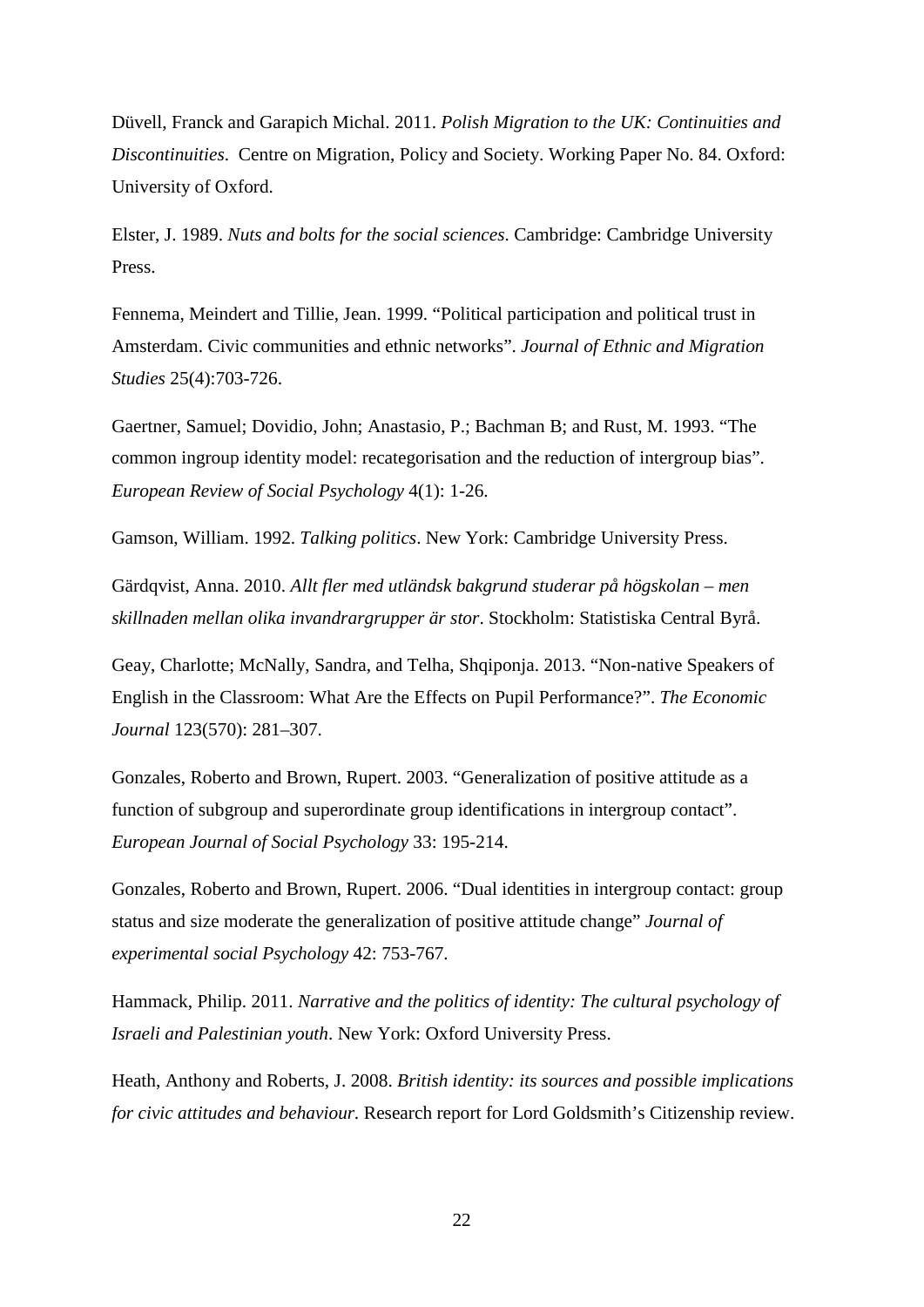Düvell, Franck and Garapich Michal. 2011. *Polish Migration to the UK: Continuities and Discontinuities*. Centre on Migration, Policy and Society. Working Paper No. 84. Oxford: University of Oxford.

Elster, J. 1989. *Nuts and bolts for the social sciences*. Cambridge: Cambridge University Press.

Fennema, Meindert and Tillie, Jean. 1999. "Political participation and political trust in Amsterdam. Civic communities and ethnic networks". *Journal of Ethnic and Migration Studies* 25(4):703-726.

Gaertner, Samuel; Dovidio, John; Anastasio, P.; Bachman B; and Rust, M. 1993. "The common ingroup identity model: recategorisation and the reduction of intergroup bias". *European Review of Social Psychology* 4(1): 1-26.

Gamson, William. 1992. *Talking politics*. New York: Cambridge University Press.

Gärdqvist, Anna. 2010. *Allt fler med utländsk bakgrund studerar på högskolan – men skillnaden mellan olika invandrargrupper är stor*. Stockholm: Statistiska Central Byrå.

Geay, Charlotte; McNally, Sandra, and Telha, Shqiponja. 2013. "Non-native Speakers of English in the Classroom: What Are the Effects on Pupil Performance?". *The Economic Journal* 123(570): 281–307.

Gonzales, Roberto and Brown, Rupert. 2003. "Generalization of positive attitude as a function of subgroup and superordinate group identifications in intergroup contact". *European Journal of Social Psychology* 33: 195-214.

Gonzales, Roberto and Brown, Rupert. 2006. "Dual identities in intergroup contact: group status and size moderate the generalization of positive attitude change" *Journal of experimental social Psychology* 42: 753-767.

Hammack, Philip. 2011. *Narrative and the politics of identity: The cultural psychology of Israeli and Palestinian youth*. New York: Oxford University Press.

Heath, Anthony and Roberts, J. 2008. *British identity: its sources and possible implications for civic attitudes and behaviour.* Research report for Lord Goldsmith's Citizenship review.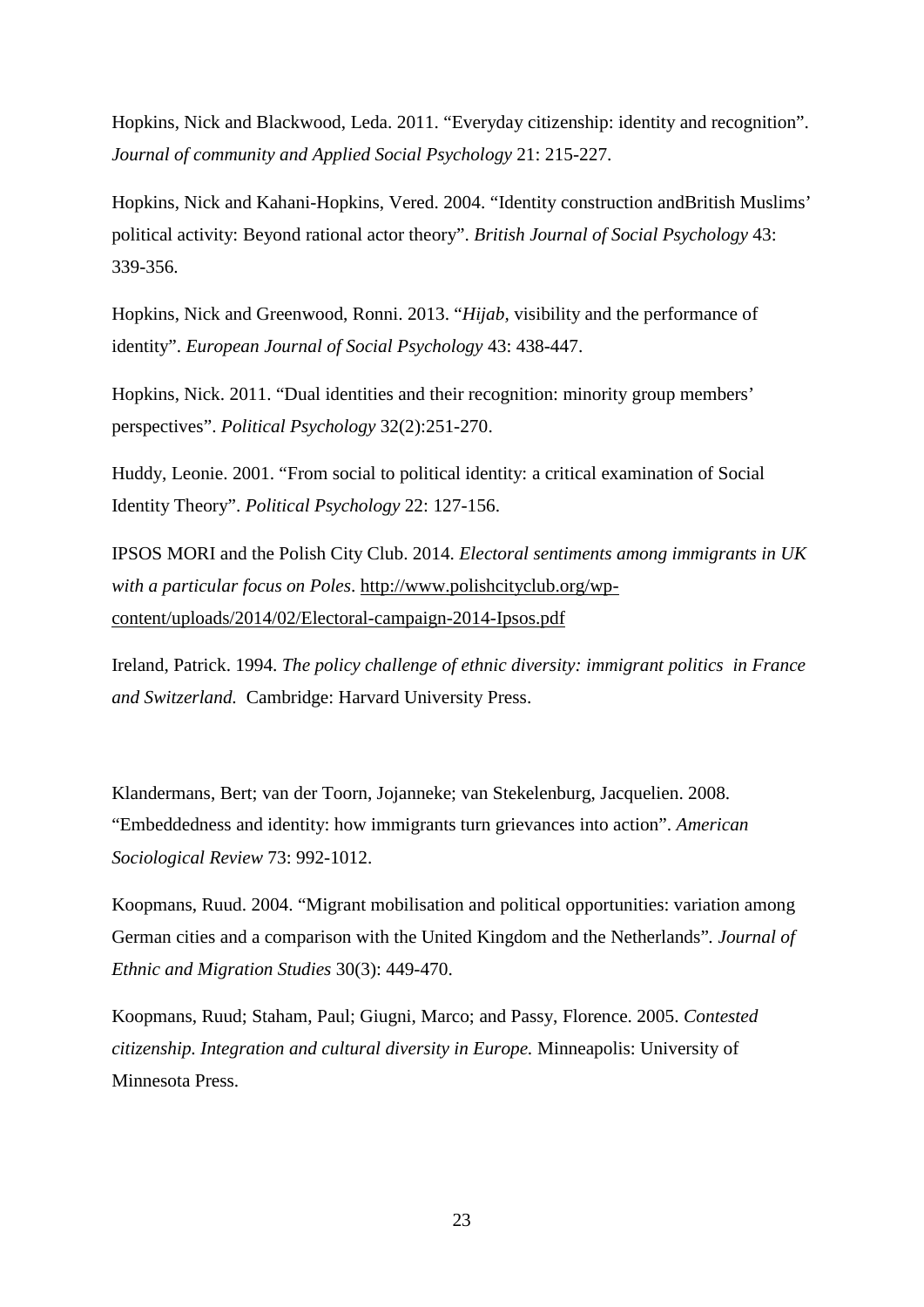Hopkins, Nick and Blackwood, Leda. 2011. "Everyday citizenship: identity and recognition". *Journal of community and Applied Social Psychology* 21: 215-227.

Hopkins, Nick and Kahani-Hopkins, Vered. 2004. "Identity construction andBritish Muslims' political activity: Beyond rational actor theory". *British Journal of Social Psychology* 43: 339-356.

Hopkins, Nick and Greenwood, Ronni. 2013. "*Hijab*, visibility and the performance of identity". *European Journal of Social Psychology* 43: 438-447.

Hopkins, Nick. 2011. "Dual identities and their recognition: minority group members' perspectives". *Political Psychology* 32(2):251-270.

Huddy, Leonie. 2001. "From social to political identity: a critical examination of Social Identity Theory". *Political Psychology* 22: 127-156.

IPSOS MORI and the Polish City Club. 2014. *Electoral sentiments among immigrants in UK with a particular focus on Poles*. http://www.polishcityclub.org/wp-content/uploads/2014/02/Electoral-campaign-2014-Ipsos.pdf

Ireland, Patrick. 1994. *The policy challenge of ethnic diversity: immigrant politics in France and Switzerland.* Cambridge: Harvard University Press.

Klandermans, Bert; van der Toorn, Jojanneke; van Stekelenburg, Jacquelien. 2008. "Embeddedness and identity: how immigrants turn grievances into action". *American Sociological Review* 73: 992-1012.

Koopmans, Ruud. 2004. "Migrant mobilisation and political opportunities: variation among German cities and a comparison with the United Kingdom and the Netherlands". *Journal of Ethnic and Migration Studies* 30(3): 449-470.

Koopmans, Ruud; Staham, Paul; Giugni, Marco; and Passy, Florence. 2005. *Contested citizenship. Integration and cultural diversity in Europe.* Minneapolis: University of Minnesota Press.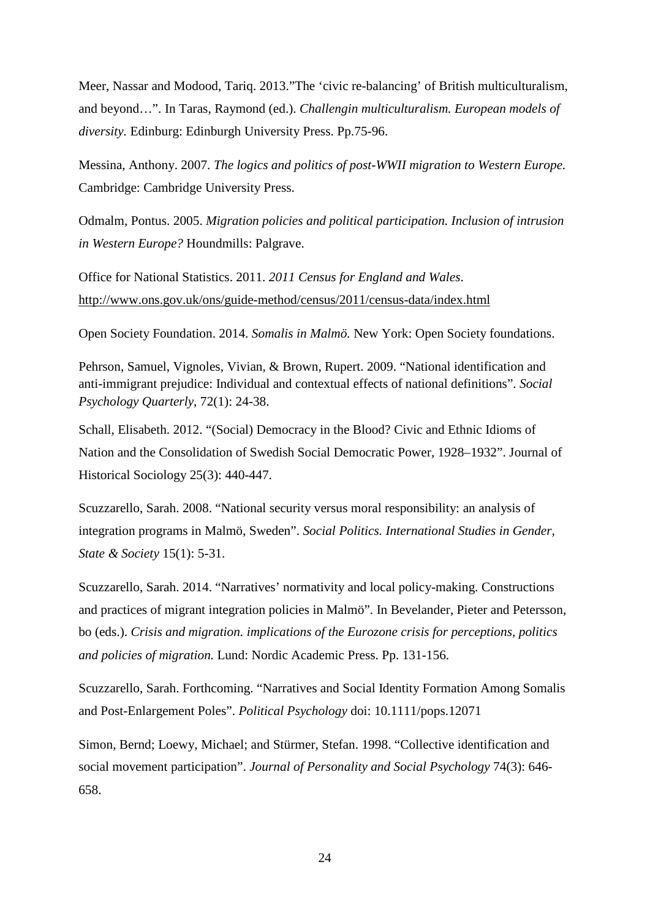Meer, Nassar and Modood, Tariq. 2013."The 'civic re-balancing' of British multiculturalism, and beyond…". In Taras, Raymond (ed.). *Challengin multiculturalism. European models of diversity.* Edinburg: Edinburgh University Press. Pp.75-96.

Messina, Anthony. 2007. *The logics and politics of post-WWII migration to Western Europe.* Cambridge: Cambridge University Press.

Odmalm, Pontus. 2005. *Migration policies and political participation. Inclusion of intrusion in Western Europe?* Houndmills: Palgrave.

Office for National Statistics. 2011. *2011 Census for England and Wales*. http://www.ons.gov.uk/ons/guide-method/census/2011/census-data/index.html

Open Society Foundation. 2014. *Somalis in Malmö.* New York: Open Society foundations.

Pehrson, Samuel, Vignoles, Vivian, & Brown, Rupert. 2009. "National identification and anti-immigrant prejudice: Individual and contextual effects of national definitions". *Social Psychology Quarterly*, 72(1): 24-38.

Schall, Elisabeth. 2012. "(Social) Democracy in the Blood? Civic and Ethnic Idioms of Nation and the Consolidation of Swedish Social Democratic Power, 1928–1932". Journal of Historical Sociology 25(3): 440-447.

Scuzzarello, Sarah. 2008. "National security versus moral responsibility: an analysis of integration programs in Malmö, Sweden". *Social Politics. International Studies in Gender, State & Society* 15(1): 5-31.

Scuzzarello, Sarah. 2014. "Narratives' normativity and local policy-making. Constructions and practices of migrant integration policies in Malmö". In Bevelander, Pieter and Petersson, bo (eds.). *Crisis and migration. implications of the Eurozone crisis for perceptions, politics and policies of migration.* Lund: Nordic Academic Press. Pp. 131-156.

Scuzzarello, Sarah. Forthcoming. "Narratives and Social Identity Formation Among Somalis and Post-Enlargement Poles". *Political Psychology* doi: 10.1111/pops.12071

Simon, Bernd; Loewy, Michael; and Stürmer, Stefan. 1998. "Collective identification and social movement participation". *Journal of Personality and Social Psychology* 74(3): 646-658.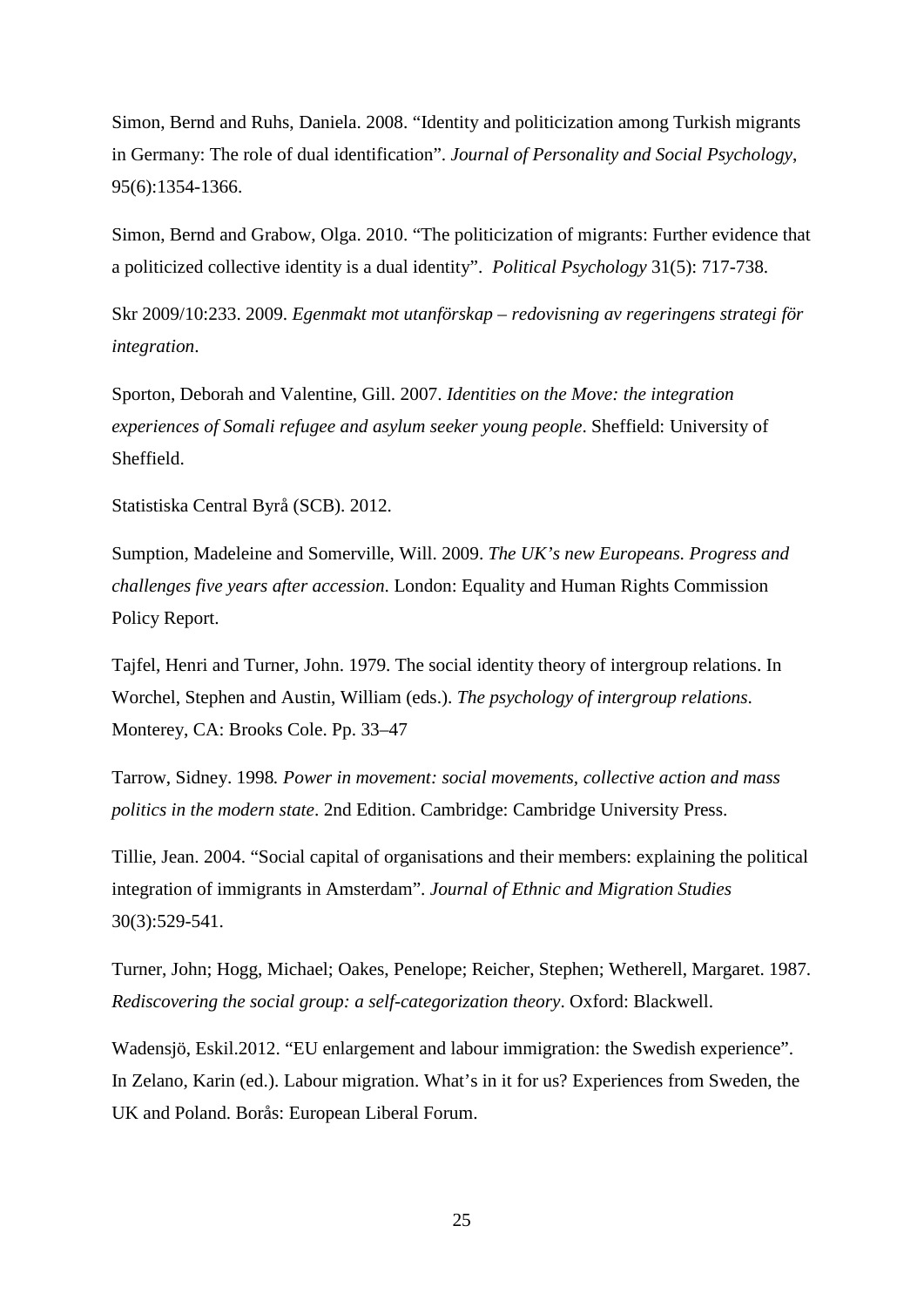Simon, Bernd and Ruhs, Daniela. 2008. “Identity and politicization among Turkish migrants in Germany: The role of dual identification”. *Journal of Personality and Social Psychology*, 95(6):1354-1366.

Simon, Bernd and Grabow, Olga. 2010. “The politicization of migrants: Further evidence that a politicized collective identity is a dual identity”. *Political Psychology* 31(5): 717-738.

Skr 2009/10:233. 2009. *Egenmakt mot utanförskap – redovisning av regeringens strategi för integration*.

Sporton, Deborah and Valentine, Gill. 2007. *Identities on the Move: the integration experiences of Somali refugee and asylum seeker young people*. Sheffield: University of Sheffield.

Statistiska Central Byrå (SCB). 2012.

Sumption, Madeleine and Somerville, Will. 2009. *The UK’s new Europeans. Progress and challenges five years after accession*. London: Equality and Human Rights Commission Policy Report.

Tajfel, Henri and Turner, John. 1979. The social identity theory of intergroup relations. In Worchel, Stephen and Austin, William (eds.). *The psychology of intergroup relations*. Monterey, CA: Brooks Cole. Pp. 33–47

Tarrow, Sidney. 1998*. Power in movement: social movements, collective action and mass politics in the modern state*. 2nd Edition. Cambridge: Cambridge University Press.

Tillie, Jean. 2004. “Social capital of organisations and their members: explaining the political integration of immigrants in Amsterdam”. *Journal of Ethnic and Migration Studies* 30(3):529-541.

Turner, John; Hogg, Michael; Oakes, Penelope; Reicher, Stephen; Wetherell, Margaret. 1987. *Rediscovering the social group: a self-categorization theory*. Oxford: Blackwell.

Wadensjö, Eskil.2012. “EU enlargement and labour immigration: the Swedish experience”. In Zelano, Karin (ed.). Labour migration. What’s in it for us? Experiences from Sweden, the UK and Poland. Borås: European Liberal Forum.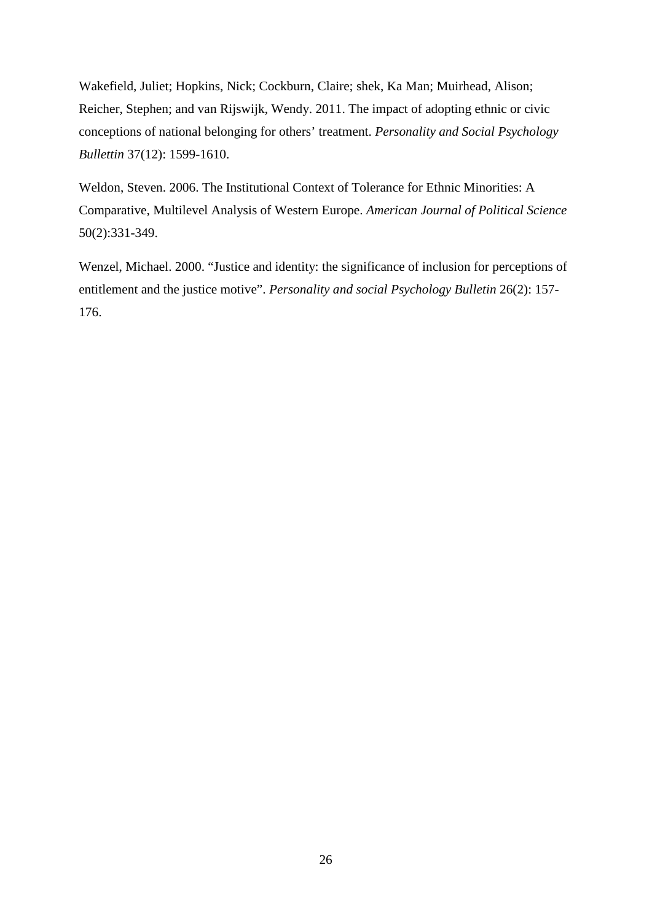Wakefield, Juliet; Hopkins, Nick; Cockburn, Claire; shek, Ka Man; Muirhead, Alison; Reicher, Stephen; and van Rijswijk, Wendy. 2011. The impact of adopting ethnic or civic conceptions of national belonging for others' treatment. *Personality and Social Psychology Bullettin* 37(12): 1599-1610.

Weldon, Steven. 2006. The Institutional Context of Tolerance for Ethnic Minorities: A Comparative, Multilevel Analysis of Western Europe. *American Journal of Political Science* 50(2):331-349.

Wenzel, Michael. 2000. "Justice and identity: the significance of inclusion for perceptions of entitlement and the justice motive". *Personality and social Psychology Bulletin* 26(2): 157-176.